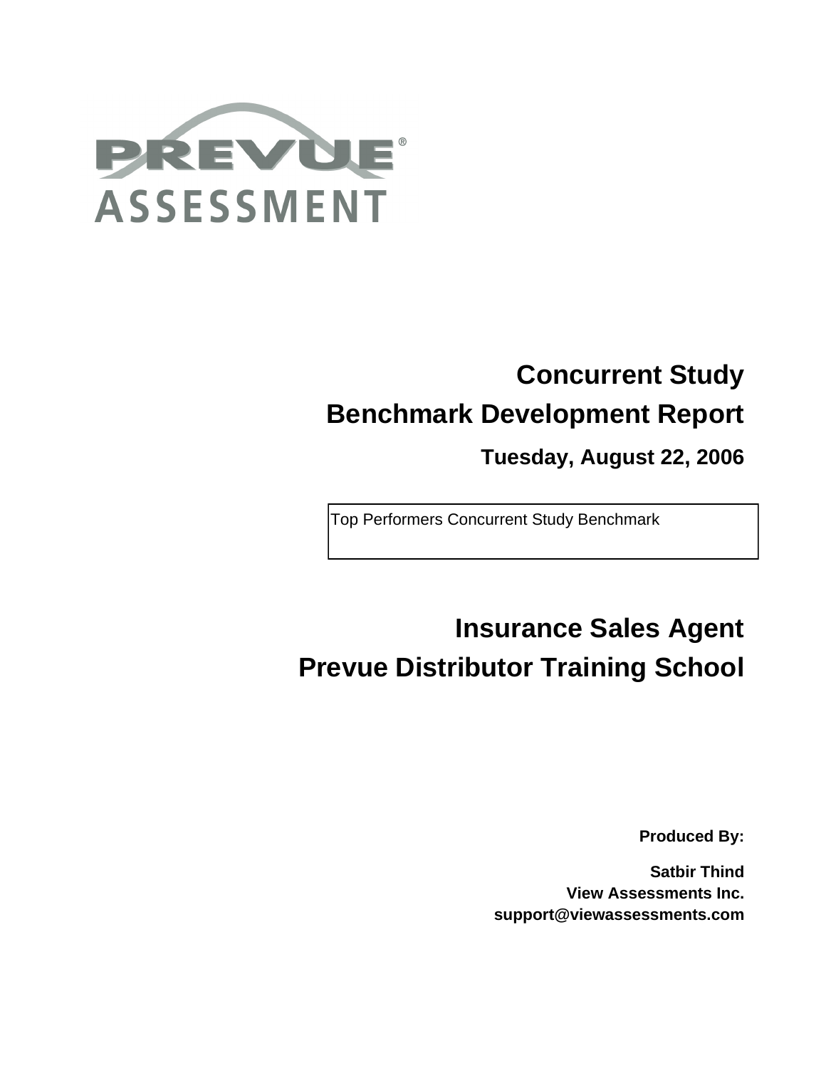PREVUE® ASSESSMENT

# Concurrent Study
# Benchmark Development Report

**Tuesday, August 22, 2006**

Top Performers Concurrent Study Benchmark

# Insurance Sales Agent
# Prevue Distributor Training School

**Produced By:**

**Satbir Thind**
**View Assessments Inc.**
**support@viewassessments.com**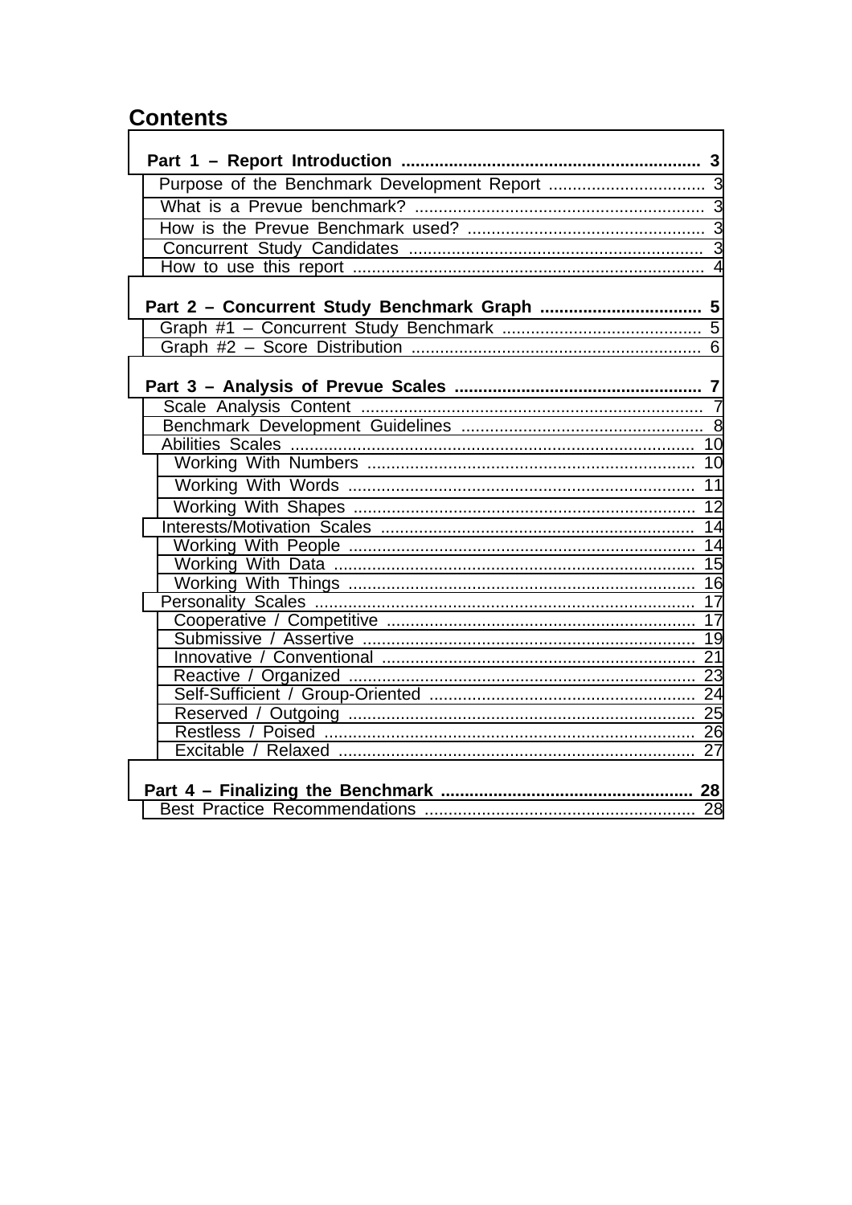# Contents

| Section | Page |
|---|---|
| **Part 1 – Report Introduction** | **3** |
| Purpose of the Benchmark Development Report | 3 |
| What is a Prevue benchmark? | 3 |
| How is the Prevue Benchmark used? | 3 |
| Concurrent Study Candidates | 3 |
| How to use this report | 4 |
| **Part 2 – Concurrent Study Benchmark Graph** | **5** |
| Graph #1 – Concurrent Study Benchmark | 5 |
| Graph #2 – Score Distribution | 6 |
| **Part 3 – Analysis of Prevue Scales** | **7** |
| Scale Analysis Content | 7 |
| Benchmark Development Guidelines | 8 |
| Abilities Scales | 10 |
| Working With Numbers | 10 |
| Working With Words | 11 |
| Working With Shapes | 12 |
| Interests/Motivation Scales | 14 |
| Working With People | 14 |
| Working With Data | 15 |
| Working With Things | 16 |
| Personality Scales | 17 |
| Cooperative / Competitive | 17 |
| Submissive / Assertive | 19 |
| Innovative / Conventional | 21 |
| Reactive / Organized | 23 |
| Self-Sufficient / Group-Oriented | 24 |
| Reserved / Outgoing | 25 |
| Restless / Poised | 26 |
| Excitable / Relaxed | 27 |
| **Part 4 – Finalizing the Benchmark** | **28** |
| Best Practice Recommendations | 28 |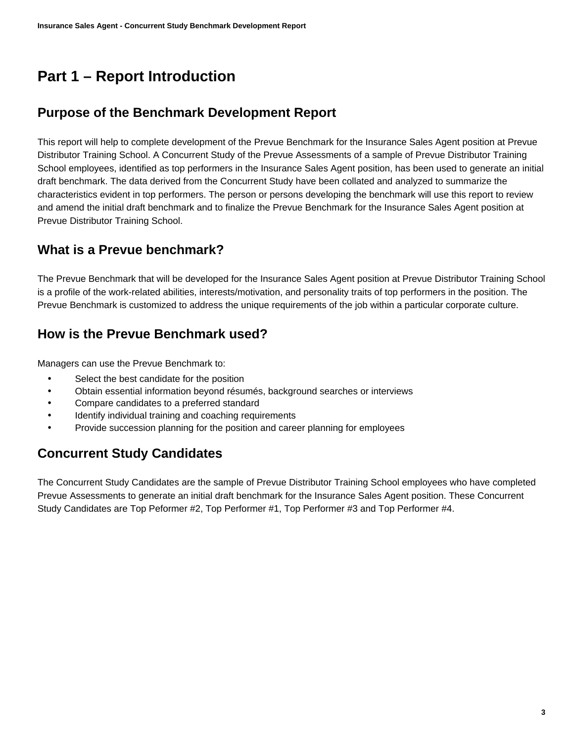# Part 1 – Report Introduction

## Purpose of the Benchmark Development Report

This report will help to complete development of the Prevue Benchmark for the Insurance Sales Agent position at Prevue Distributor Training School. A Concurrent Study of the Prevue Assessments of a sample of Prevue Distributor Training School employees, identified as top performers in the Insurance Sales Agent position, has been used to generate an initial draft benchmark. The data derived from the Concurrent Study have been collated and analyzed to summarize the characteristics evident in top performers. The person or persons developing the benchmark will use this report to review and amend the initial draft benchmark and to finalize the Prevue Benchmark for the Insurance Sales Agent position at Prevue Distributor Training School.

## What is a Prevue benchmark?

The Prevue Benchmark that will be developed for the Insurance Sales Agent position at Prevue Distributor Training School is a profile of the work-related abilities, interests/motivation, and personality traits of top performers in the position. The Prevue Benchmark is customized to address the unique requirements of the job within a particular corporate culture.

## How is the Prevue Benchmark used?

Managers can use the Prevue Benchmark to:

- Select the best candidate for the position
- Obtain essential information beyond résumés, background searches or interviews
- Compare candidates to a preferred standard
- Identify individual training and coaching requirements
- Provide succession planning for the position and career planning for employees

## Concurrent Study Candidates

The Concurrent Study Candidates are the sample of Prevue Distributor Training School employees who have completed Prevue Assessments to generate an initial draft benchmark for the Insurance Sales Agent position. These Concurrent Study Candidates are Top Peformer #2, Top Performer #1, Top Performer #3 and Top Performer #4.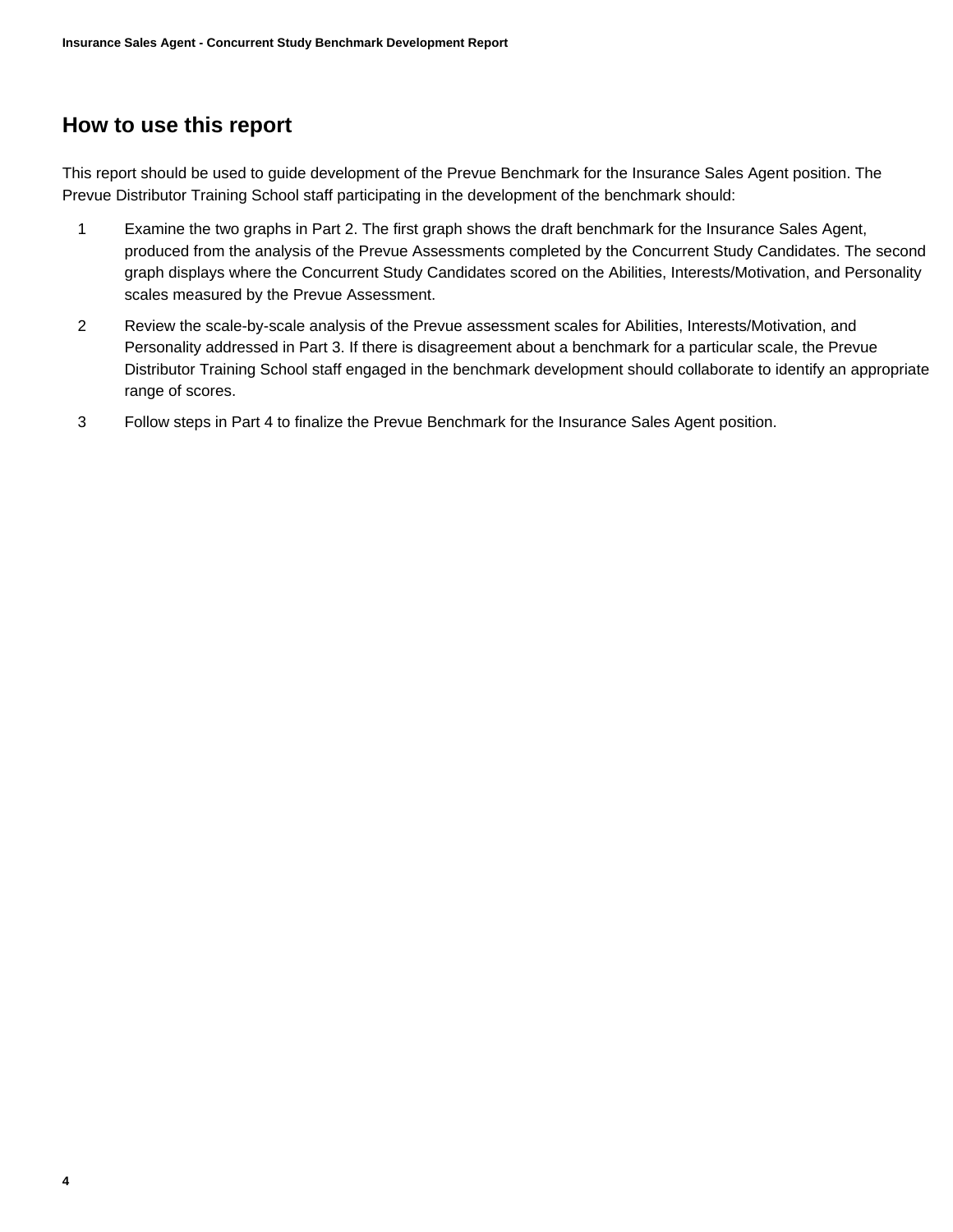## How to use this report

This report should be used to guide development of the Prevue Benchmark for the Insurance Sales Agent position. The Prevue Distributor Training School staff participating in the development of the benchmark should:

1. Examine the two graphs in Part 2. The first graph shows the draft benchmark for the Insurance Sales Agent, produced from the analysis of the Prevue Assessments completed by the Concurrent Study Candidates. The second graph displays where the Concurrent Study Candidates scored on the Abilities, Interests/Motivation, and Personality scales measured by the Prevue Assessment.
2. Review the scale-by-scale analysis of the Prevue assessment scales for Abilities, Interests/Motivation, and Personality addressed in Part 3. If there is disagreement about a benchmark for a particular scale, the Prevue Distributor Training School staff engaged in the benchmark development should collaborate to identify an appropriate range of scores.
3. Follow steps in Part 4 to finalize the Prevue Benchmark for the Insurance Sales Agent position.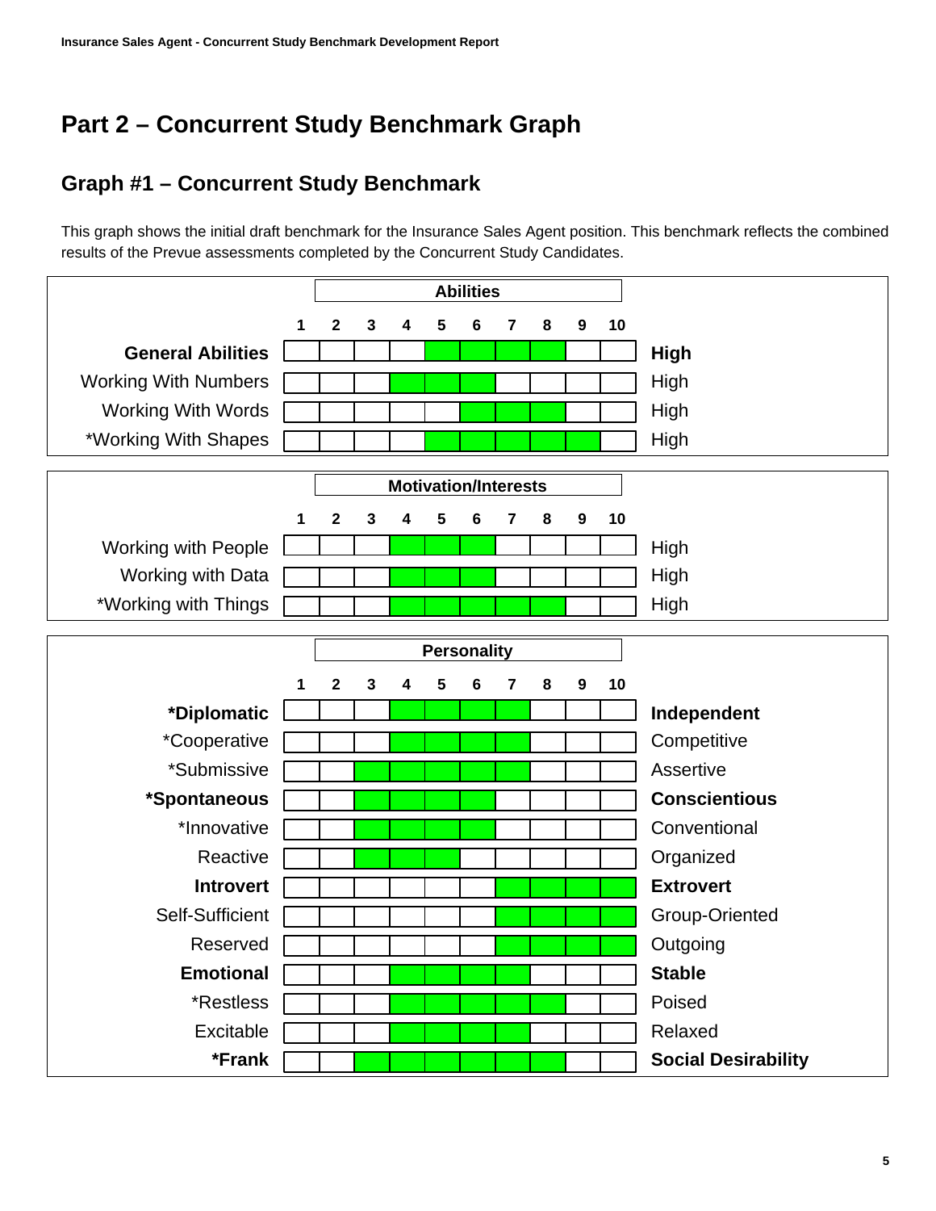# Part 2 – Concurrent Study Benchmark Graph

## Graph #1 – Concurrent Study Benchmark

This graph shows the initial draft benchmark for the Insurance Sales Agent position. This benchmark reflects the combined results of the Prevue assessments completed by the Concurrent Study Candidates.

Benchmark ranges are marked with ■.

**Abilities**

| | 1 | 2 | 3 | 4 | 5 | 6 | 7 | 8 | 9 | 10 | |
|---|---|---|---|---|---|---|---|---|---|---|---|
| **General Abilities** | | | | | ■ | ■ | ■ | ■ | | | **High** |
| Working With Numbers | | | | ■ | ■ | ■ | | | | | High |
| Working With Words | | | | | | ■ | ■ | ■ | | | High |
| *Working With Shapes | | | | | ■ | ■ | ■ | ■ | ■ | | High |

**Motivation/Interests**

| | 1 | 2 | 3 | 4 | 5 | 6 | 7 | 8 | 9 | 10 | |
|---|---|---|---|---|---|---|---|---|---|---|---|
| Working with People | | | | ■ | ■ | ■ | | | | | High |
| Working with Data | | | | ■ | ■ | ■ | | | | | High |
| *Working with Things | | | | ■ | ■ | ■ | ■ | ■ | | | High |

**Personality**

| | 1 | 2 | 3 | 4 | 5 | 6 | 7 | 8 | 9 | 10 | |
|---|---|---|---|---|---|---|---|---|---|---|---|
| ***Diplomatic** | | | | ■ | ■ | ■ | ■ | | | | **Independent** |
| *Cooperative | | | | ■ | ■ | ■ | ■ | | | | Competitive |
| *Submissive | | | ■ | ■ | ■ | ■ | ■ | | | | Assertive |
| ***Spontaneous** | | | ■ | ■ | ■ | ■ | | | | | **Conscientious** |
| *Innovative | | | ■ | ■ | ■ | ■ | | | | | Conventional |
| Reactive | | | ■ | ■ | ■ | | | | | | Organized |
| **Introvert** | | | | | | | ■ | ■ | ■ | ■ | **Extrovert** |
| Self-Sufficient | | | | | | | ■ | ■ | ■ | ■ | Group-Oriented |
| Reserved | | | | | | | ■ | ■ | ■ | ■ | Outgoing |
| **Emotional** | | | | ■ | ■ | ■ | ■ | | | | **Stable** |
| *Restless | | | | ■ | ■ | ■ | ■ | ■ | | | Poised |
| Excitable | | | | ■ | ■ | ■ | ■ | | | | Relaxed |
| ***Frank** | | | ■ | ■ | ■ | ■ | ■ | ■ | | | **Social Desirability** |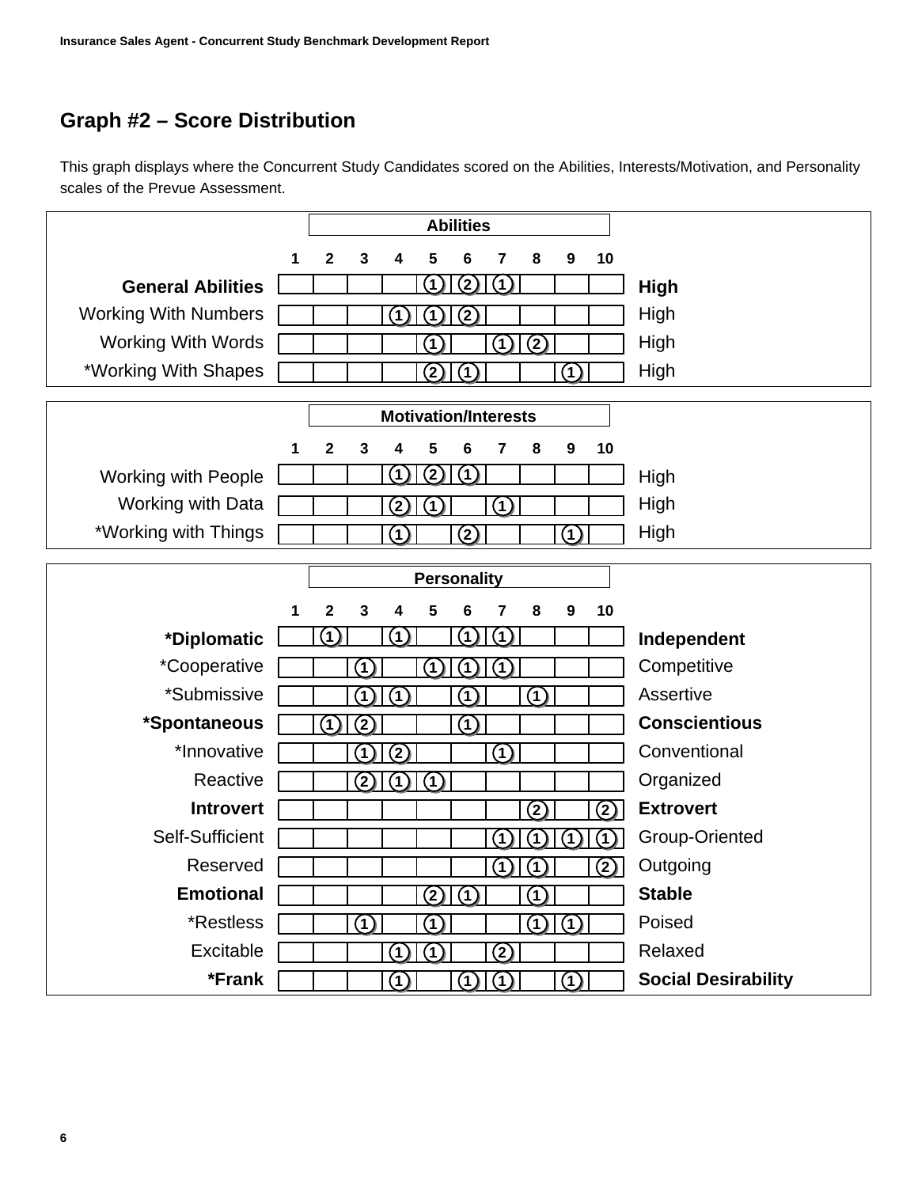## Graph #2 – Score Distribution

This graph displays where the Concurrent Study Candidates scored on the Abilities, Interests/Motivation, and Personality scales of the Prevue Assessment.

| Abilities | 1 | 2 | 3 | 4 | 5 | 6 | 7 | 8 | 9 | 10 | |
|---|---|---|---|---|---|---|---|---|---|---|---|
| **General Abilities** | | | | | 1 | 2 | 1 | | | | **High** |
| Working With Numbers | | | | 1 | 1 | 2 | | | | | High |
| Working With Words | | | | | 1 | | 1 | 2 | | | High |
| *Working With Shapes | | | | | 2 | 1 | | | 1 | | High |

| Motivation/Interests | 1 | 2 | 3 | 4 | 5 | 6 | 7 | 8 | 9 | 10 | |
|---|---|---|---|---|---|---|---|---|---|---|---|
| Working with People | | | | 1 | 2 | 1 | | | | | High |
| Working with Data | | | | 2 | 1 | | 1 | | | | High |
| *Working with Things | | | | 1 | | 2 | | | 1 | | High |

| Personality | 1 | 2 | 3 | 4 | 5 | 6 | 7 | 8 | 9 | 10 | |
|---|---|---|---|---|---|---|---|---|---|---|---|
| ***Diplomatic** | | 1 | | 1 | | 1 | 1 | | | | **Independent** |
| *Cooperative | | | 1 | | 1 | 1 | 1 | | | | Competitive |
| *Submissive | | | 1 | 1 | | 1 | | 1 | | | Assertive |
| ***Spontaneous** | | 1 | 2 | | | 1 | | | | | **Conscientious** |
| *Innovative | | | 1 | 2 | | | 1 | | | | Conventional |
| Reactive | | | 2 | 1 | 1 | | | | | | Organized |
| **Introvert** | | | | | | | | 2 | | 2 | **Extrovert** |
| Self-Sufficient | | | | | | | 1 | 1 | 1 | 1 | Group-Oriented |
| Reserved | | | | | | | 1 | 1 | | 2 | Outgoing |
| **Emotional** | | | | | 2 | 1 | | 1 | | | **Stable** |
| *Restless | | | 1 | | 1 | | | 1 | 1 | | Poised |
| Excitable | | | | 1 | 1 | | 2 | | | | Relaxed |
| ***Frank** | | | | 1 | | 1 | 1 | | 1 | | **Social Desirability** |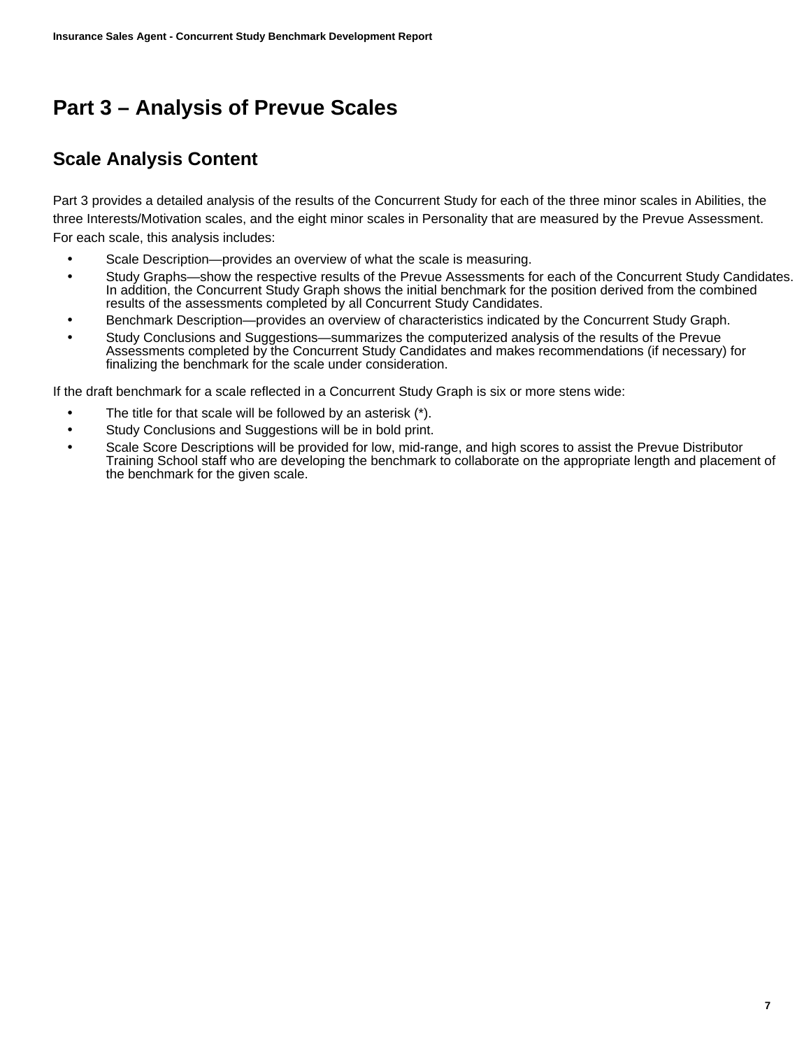# Part 3 – Analysis of Prevue Scales

## Scale Analysis Content

Part 3 provides a detailed analysis of the results of the Concurrent Study for each of the three minor scales in Abilities, the three Interests/Motivation scales, and the eight minor scales in Personality that are measured by the Prevue Assessment. For each scale, this analysis includes:

- Scale Description—provides an overview of what the scale is measuring.
- Study Graphs—show the respective results of the Prevue Assessments for each of the Concurrent Study Candidates. In addition, the Concurrent Study Graph shows the initial benchmark for the position derived from the combined results of the assessments completed by all Concurrent Study Candidates.
- Benchmark Description—provides an overview of characteristics indicated by the Concurrent Study Graph.
- Study Conclusions and Suggestions—summarizes the computerized analysis of the results of the Prevue Assessments completed by the Concurrent Study Candidates and makes recommendations (if necessary) for finalizing the benchmark for the scale under consideration.

If the draft benchmark for a scale reflected in a Concurrent Study Graph is six or more stens wide:

- The title for that scale will be followed by an asterisk (*).
- Study Conclusions and Suggestions will be in bold print.
- Scale Score Descriptions will be provided for low, mid-range, and high scores to assist the Prevue Distributor Training School staff who are developing the benchmark to collaborate on the appropriate length and placement of the benchmark for the given scale.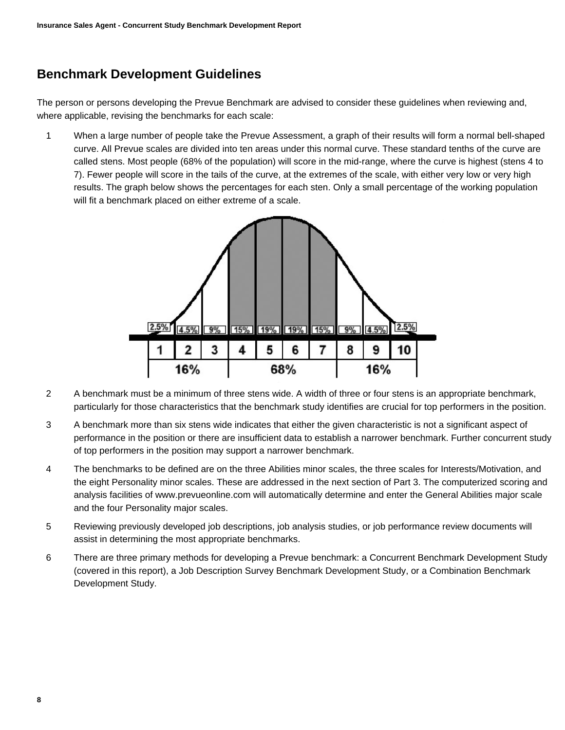## Benchmark Development Guidelines

The person or persons developing the Prevue Benchmark are advised to consider these guidelines when reviewing and, where applicable, revising the benchmarks for each scale:

1. When a large number of people take the Prevue Assessment, a graph of their results will form a normal bell-shaped curve. All Prevue scales are divided into ten areas under this normal curve. These standard tenths of the curve are called stens. Most people (68% of the population) will score in the mid-range, where the curve is highest (stens 4 to 7). Fewer people will score in the tails of the curve, at the extremes of the scale, with either very low or very high results. The graph below shows the percentages for each sten. Only a small percentage of the working population will fit a benchmark placed on either extreme of a scale.

| 2.5% | 4.5% | 9% | 15% | 19% | 19% | 15% | 9% | 4.5% | 2.5% |
|---|---|---|---|---|---|---|---|---|---|
| 1 | 2 | 3 | 4 | 5 | 6 | 7 | 8 | 9 | 10 |
| 16% | | | 68% | | | | 16% | | |

2. A benchmark must be a minimum of three stens wide. A width of three or four stens is an appropriate benchmark, particularly for those characteristics that the benchmark study identifies are crucial for top performers in the position.
3. A benchmark more than six stens wide indicates that either the given characteristic is not a significant aspect of performance in the position or there are insufficient data to establish a narrower benchmark. Further concurrent study of top performers in the position may support a narrower benchmark.
4. The benchmarks to be defined are on the three Abilities minor scales, the three scales for Interests/Motivation, and the eight Personality minor scales. These are addressed in the next section of Part 3. The computerized scoring and analysis facilities of www.prevueonline.com will automatically determine and enter the General Abilities major scale and the four Personality major scales.
5. Reviewing previously developed job descriptions, job analysis studies, or job performance review documents will assist in determining the most appropriate benchmarks.
6. There are three primary methods for developing a Prevue benchmark: a Concurrent Benchmark Development Study (covered in this report), a Job Description Survey Benchmark Development Study, or a Combination Benchmark Development Study.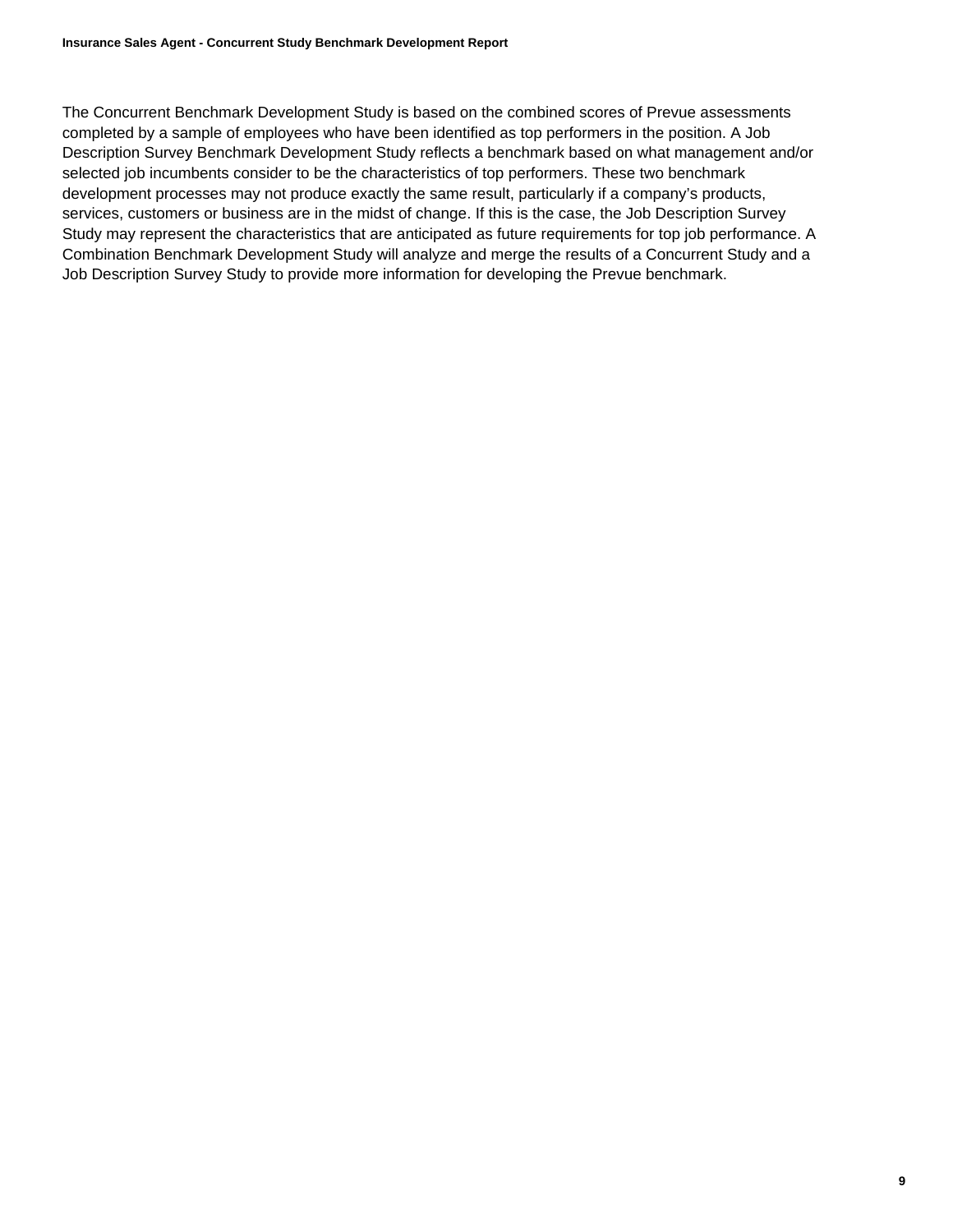The Concurrent Benchmark Development Study is based on the combined scores of Prevue assessments completed by a sample of employees who have been identified as top performers in the position. A Job Description Survey Benchmark Development Study reflects a benchmark based on what management and/or selected job incumbents consider to be the characteristics of top performers. These two benchmark development processes may not produce exactly the same result, particularly if a company's products, services, customers or business are in the midst of change. If this is the case, the Job Description Survey Study may represent the characteristics that are anticipated as future requirements for top job performance. A Combination Benchmark Development Study will analyze and merge the results of a Concurrent Study and a Job Description Survey Study to provide more information for developing the Prevue benchmark.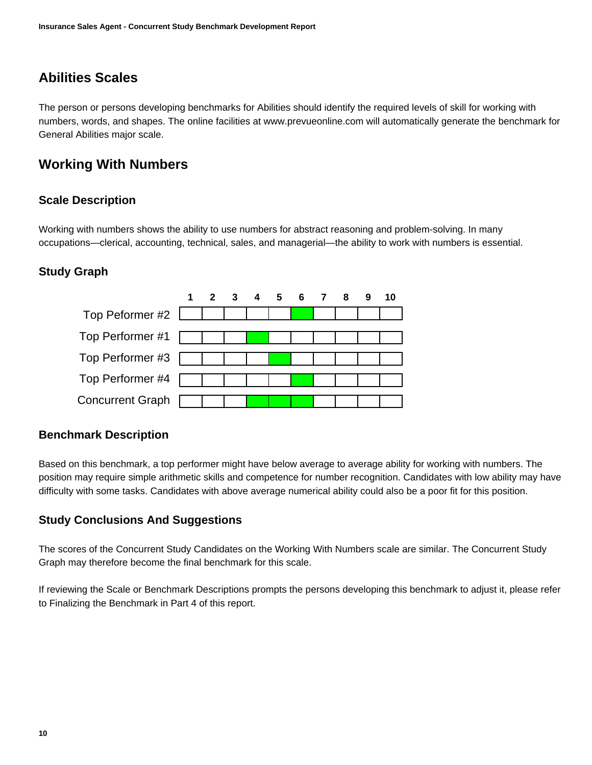## Abilities Scales

The person or persons developing benchmarks for Abilities should identify the required levels of skill for working with numbers, words, and shapes. The online facilities at www.prevueonline.com will automatically generate the benchmark for General Abilities major scale.

## Working With Numbers

### Scale Description

Working with numbers shows the ability to use numbers for abstract reasoning and problem-solving. In many occupations—clerical, accounting, technical, sales, and managerial—the ability to work with numbers is essential.

### Study Graph

| | 1 | 2 | 3 | 4 | 5 | 6 | 7 | 8 | 9 | 10 |
|---|---|---|---|---|---|---|---|---|---|---|
| Top Peformer #2 | | | | | | ■ | | | | |
| Top Performer #1 | | | | ■ | | | | | | |
| Top Performer #3 | | | | | ■ | | | | | |
| Top Performer #4 | | | | | | ■ | | | | |
| Concurrent Graph | | | | ■ | ■ | ■ | | | | |

### Benchmark Description

Based on this benchmark, a top performer might have below average to average ability for working with numbers. The position may require simple arithmetic skills and competence for number recognition. Candidates with low ability may have difficulty with some tasks. Candidates with above average numerical ability could also be a poor fit for this position.

### Study Conclusions And Suggestions

The scores of the Concurrent Study Candidates on the Working With Numbers scale are similar. The Concurrent Study Graph may therefore become the final benchmark for this scale.

If reviewing the Scale or Benchmark Descriptions prompts the persons developing this benchmark to adjust it, please refer to Finalizing the Benchmark in Part 4 of this report.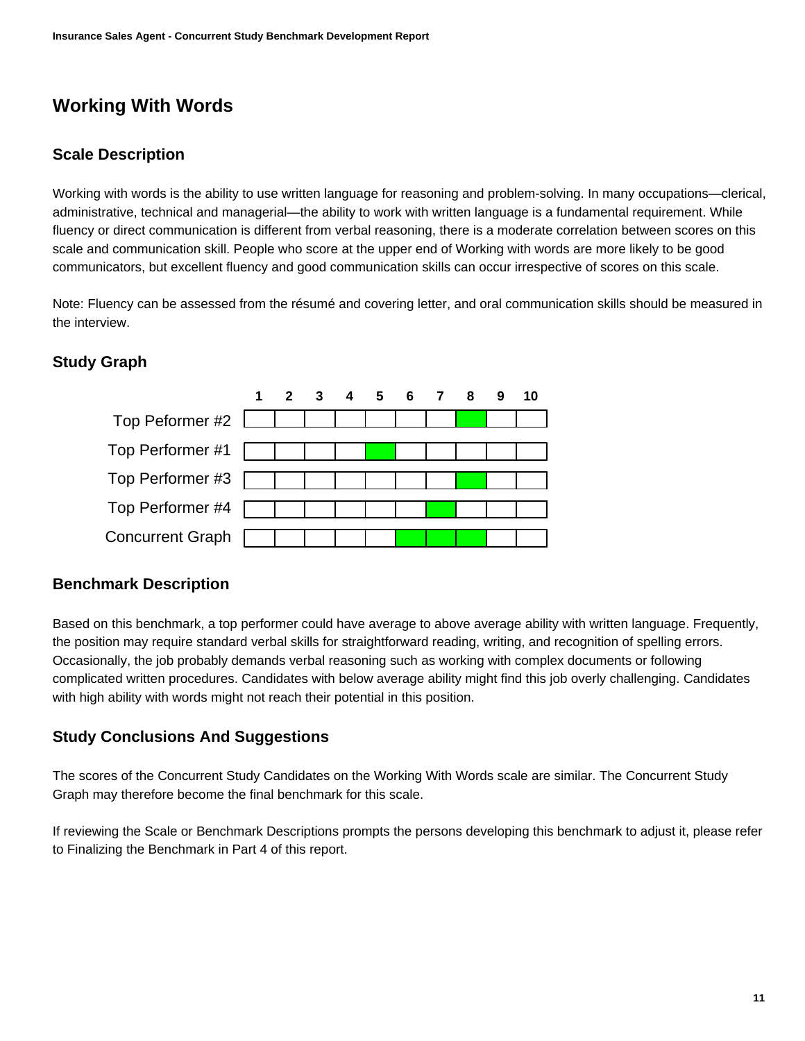# Working With Words

## Scale Description

Working with words is the ability to use written language for reasoning and problem-solving. In many occupations—clerical, administrative, technical and managerial—the ability to work with written language is a fundamental requirement. While fluency or direct communication is different from verbal reasoning, there is a moderate correlation between scores on this scale and communication skill. People who score at the upper end of Working with words are more likely to be good communicators, but excellent fluency and good communication skills can occur irrespective of scores on this scale.

Note: Fluency can be assessed from the résumé and covering letter, and oral communication skills should be measured in the interview.

## Study Graph

| | 1 | 2 | 3 | 4 | 5 | 6 | 7 | 8 | 9 | 10 |
|---|---|---|---|---|---|---|---|---|---|---|
| Top Peformer #2 | | | | | | | | ■ | | |
| Top Performer #1 | | | | | ■ | | | | | |
| Top Performer #3 | | | | | | | | ■ | | |
| Top Performer #4 | | | | | | | ■ | | | |
| Concurrent Graph | | | | | | ■ | ■ | ■ | | |

## Benchmark Description

Based on this benchmark, a top performer could have average to above average ability with written language. Frequently, the position may require standard verbal skills for straightforward reading, writing, and recognition of spelling errors. Occasionally, the job probably demands verbal reasoning such as working with complex documents or following complicated written procedures. Candidates with below average ability might find this job overly challenging. Candidates with high ability with words might not reach their potential in this position.

## Study Conclusions And Suggestions

The scores of the Concurrent Study Candidates on the Working With Words scale are similar. The Concurrent Study Graph may therefore become the final benchmark for this scale.

If reviewing the Scale or Benchmark Descriptions prompts the persons developing this benchmark to adjust it, please refer to Finalizing the Benchmark in Part 4 of this report.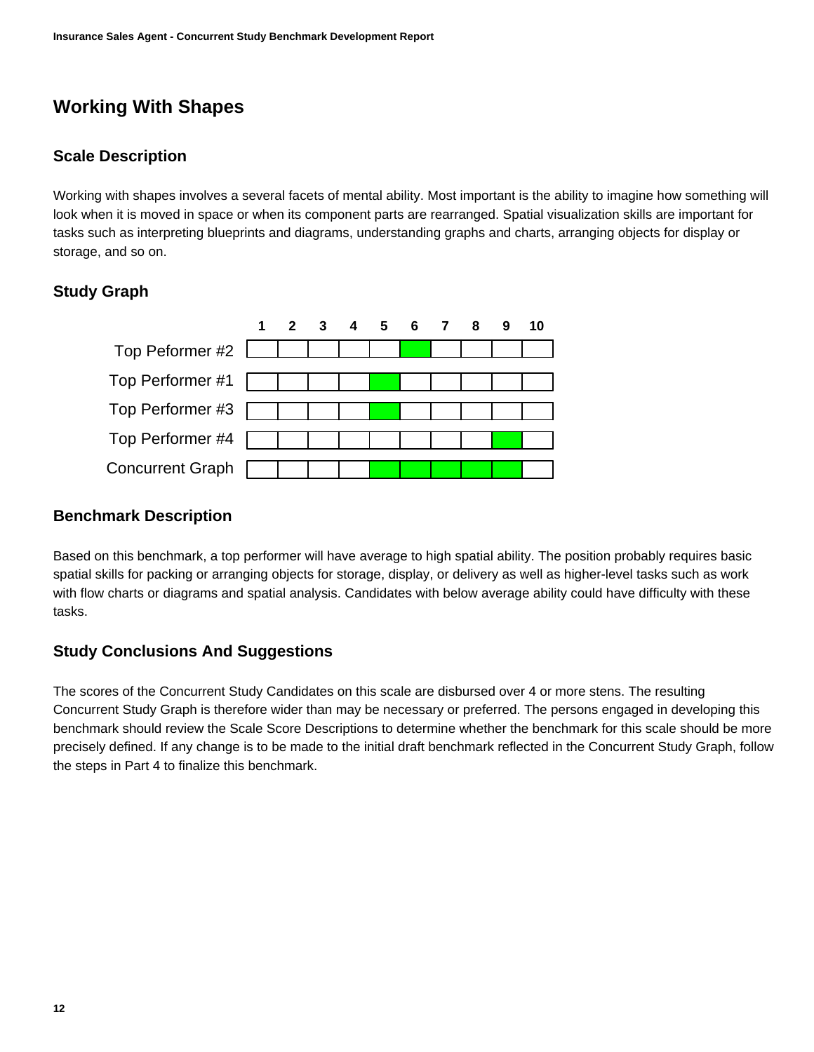## Working With Shapes

### Scale Description

Working with shapes involves a several facets of mental ability. Most important is the ability to imagine how something will look when it is moved in space or when its component parts are rearranged. Spatial visualization skills are important for tasks such as interpreting blueprints and diagrams, understanding graphs and charts, arranging objects for display or storage, and so on.

### Study Graph

| | 1 | 2 | 3 | 4 | 5 | 6 | 7 | 8 | 9 | 10 |
|---|---|---|---|---|---|---|---|---|---|---|
| Top Peformer #2 | | | | | | ■ | | | | |
| Top Performer #1 | | | | | ■ | | | | | |
| Top Performer #3 | | | | | ■ | | | | | |
| Top Performer #4 | | | | | | | | | ■ | |
| Concurrent Graph | | | | | ■ | ■ | ■ | ■ | ■ | |

### Benchmark Description

Based on this benchmark, a top performer will have average to high spatial ability. The position probably requires basic spatial skills for packing or arranging objects for storage, display, or delivery as well as higher-level tasks such as work with flow charts or diagrams and spatial analysis. Candidates with below average ability could have difficulty with these tasks.

### Study Conclusions And Suggestions

The scores of the Concurrent Study Candidates on this scale are disbursed over 4 or more stens. The resulting Concurrent Study Graph is therefore wider than may be necessary or preferred. The persons engaged in developing this benchmark should review the Scale Score Descriptions to determine whether the benchmark for this scale should be more precisely defined. If any change is to be made to the initial draft benchmark reflected in the Concurrent Study Graph, follow the steps in Part 4 to finalize this benchmark.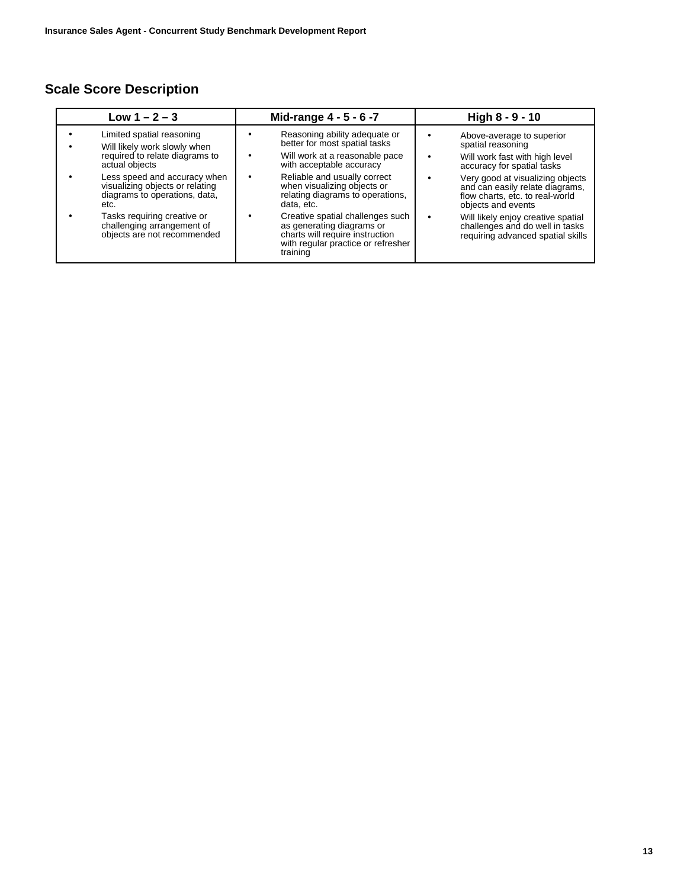## Scale Score Description

| Low 1 – 2 – 3 | Mid-range 4 - 5 - 6 -7 | High 8 - 9 - 10 |
| --- | --- | --- |
| • Limited spatial reasoning<br>• Will likely work slowly when required to relate diagrams to actual objects<br>• Less speed and accuracy when visualizing objects or relating diagrams to operations, data, etc.<br>• Tasks requiring creative or challenging arrangement of objects are not recommended | • Reasoning ability adequate or better for most spatial tasks<br>• Will work at a reasonable pace with acceptable accuracy<br>• Reliable and usually correct when visualizing objects or relating diagrams to operations, data, etc.<br>• Creative spatial challenges such as generating diagrams or charts will require instruction with regular practice or refresher training | • Above-average to superior spatial reasoning<br>• Will work fast with high level accuracy for spatial tasks<br>• Very good at visualizing objects and can easily relate diagrams, flow charts, etc. to real-world objects and events<br>• Will likely enjoy creative spatial challenges and do well in tasks requiring advanced spatial skills |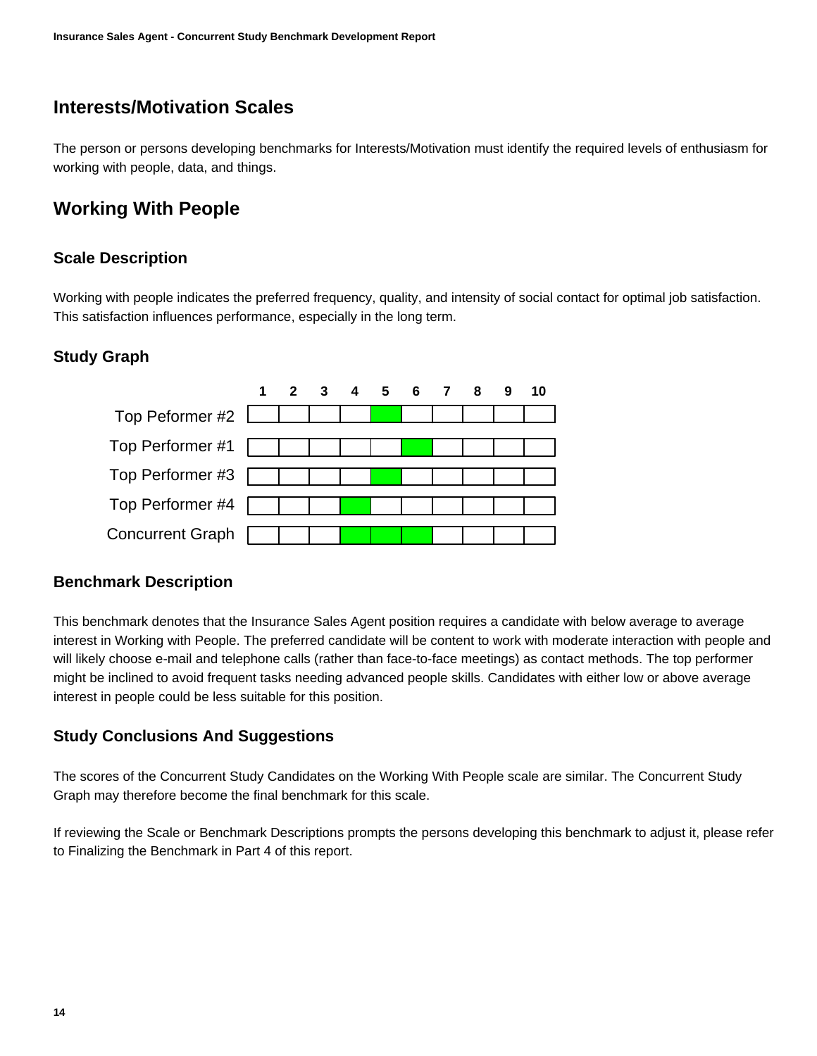## Interests/Motivation Scales

The person or persons developing benchmarks for Interests/Motivation must identify the required levels of enthusiasm for working with people, data, and things.

## Working With People

### Scale Description

Working with people indicates the preferred frequency, quality, and intensity of social contact for optimal job satisfaction. This satisfaction influences performance, especially in the long term.

### Study Graph

| | 1 | 2 | 3 | 4 | 5 | 6 | 7 | 8 | 9 | 10 |
|---|---|---|---|---|---|---|---|---|---|---|
| Top Peformer #2 | | | | | ■ | | | | | |
| Top Performer #1 | | | | | | ■ | | | | |
| Top Performer #3 | | | | | ■ | | | | | |
| Top Performer #4 | | | | ■ | | | | | | |
| Concurrent Graph | | | | ■ | ■ | ■ | | | | |

### Benchmark Description

This benchmark denotes that the Insurance Sales Agent position requires a candidate with below average to average interest in Working with People. The preferred candidate will be content to work with moderate interaction with people and will likely choose e-mail and telephone calls (rather than face-to-face meetings) as contact methods. The top performer might be inclined to avoid frequent tasks needing advanced people skills. Candidates with either low or above average interest in people could be less suitable for this position.

### Study Conclusions And Suggestions

The scores of the Concurrent Study Candidates on the Working With People scale are similar. The Concurrent Study Graph may therefore become the final benchmark for this scale.

If reviewing the Scale or Benchmark Descriptions prompts the persons developing this benchmark to adjust it, please refer to Finalizing the Benchmark in Part 4 of this report.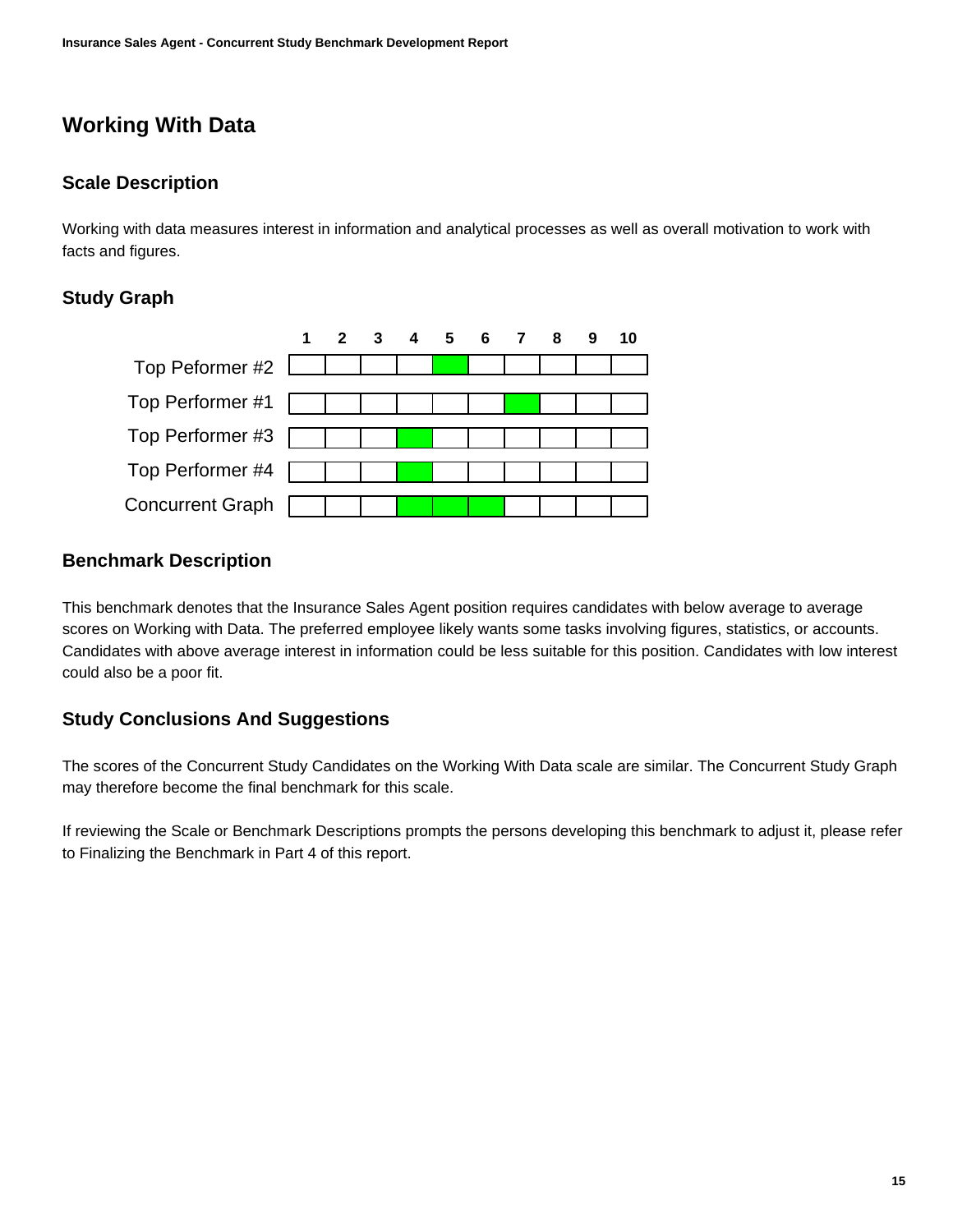# Working With Data

## Scale Description

Working with data measures interest in information and analytical processes as well as overall motivation to work with facts and figures.

## Study Graph

| | 1 | 2 | 3 | 4 | 5 | 6 | 7 | 8 | 9 | 10 |
|---|---|---|---|---|---|---|---|---|---|---|
| Top Peformer #2 | | | | | ■ | | | | | |
| Top Performer #1 | | | | | | | ■ | | | |
| Top Performer #3 | | | | ■ | | | | | | |
| Top Performer #4 | | | | ■ | | | | | | |
| Concurrent Graph | | | | ■ | ■ | ■ | | | | |

## Benchmark Description

This benchmark denotes that the Insurance Sales Agent position requires candidates with below average to average scores on Working with Data. The preferred employee likely wants some tasks involving figures, statistics, or accounts. Candidates with above average interest in information could be less suitable for this position. Candidates with low interest could also be a poor fit.

## Study Conclusions And Suggestions

The scores of the Concurrent Study Candidates on the Working With Data scale are similar. The Concurrent Study Graph may therefore become the final benchmark for this scale.

If reviewing the Scale or Benchmark Descriptions prompts the persons developing this benchmark to adjust it, please refer to Finalizing the Benchmark in Part 4 of this report.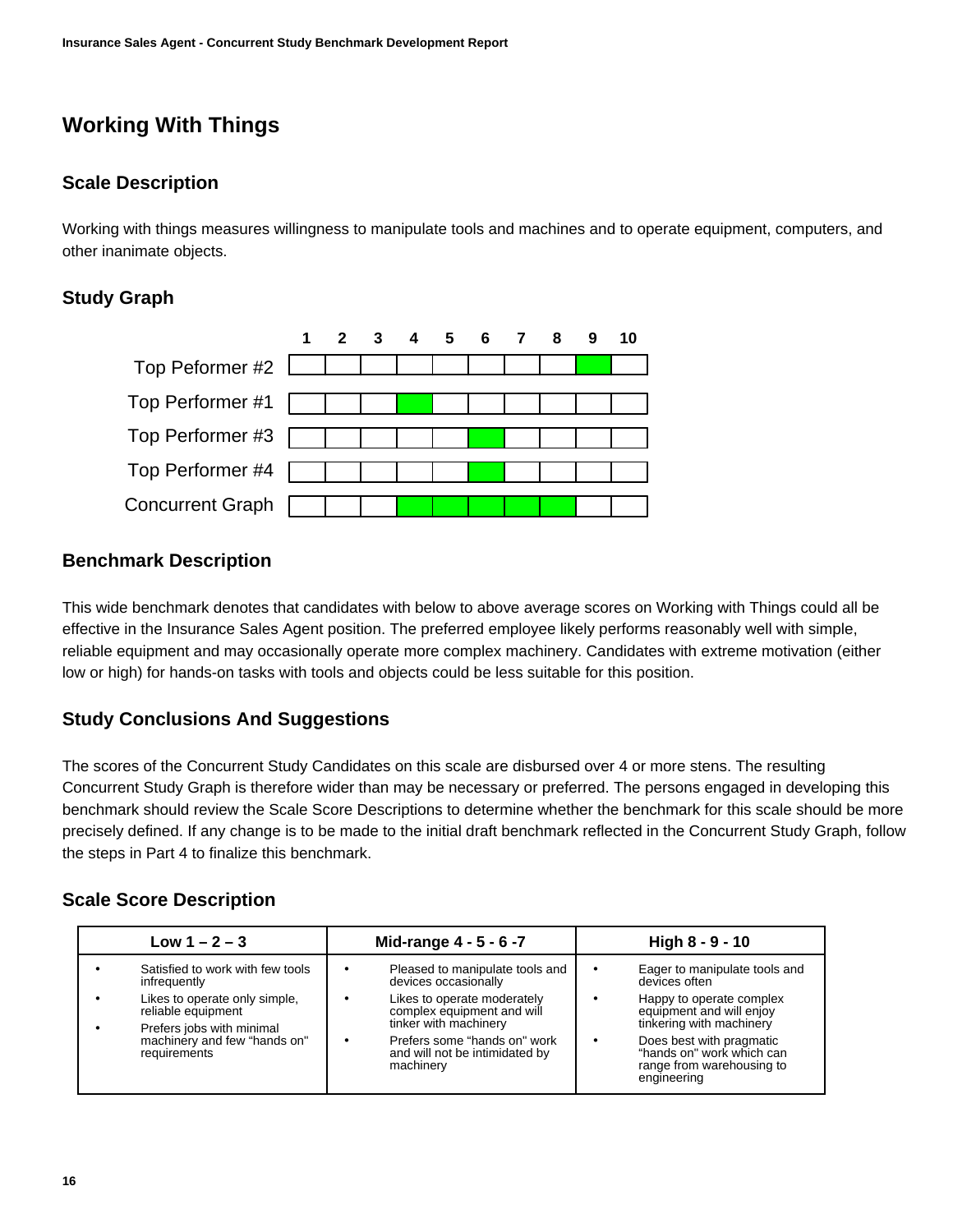# Working With Things

## Scale Description

Working with things measures willingness to manipulate tools and machines and to operate equipment, computers, and other inanimate objects.

## Study Graph

| | 1 | 2 | 3 | 4 | 5 | 6 | 7 | 8 | 9 | 10 |
|---|---|---|---|---|---|---|---|---|---|---|
| Top Peformer #2 | | | | | | | | | ■ | |
| Top Performer #1 | | | | ■ | | | | | | |
| Top Performer #3 | | | | | | ■ | | | | |
| Top Performer #4 | | | | | | ■ | | | | |
| Concurrent Graph | | | | ■ | ■ | ■ | ■ | ■ | | |

## Benchmark Description

This wide benchmark denotes that candidates with below to above average scores on Working with Things could all be effective in the Insurance Sales Agent position. The preferred employee likely performs reasonably well with simple, reliable equipment and may occasionally operate more complex machinery. Candidates with extreme motivation (either low or high) for hands-on tasks with tools and objects could be less suitable for this position.

## Study Conclusions And Suggestions

The scores of the Concurrent Study Candidates on this scale are disbursed over 4 or more stens. The resulting Concurrent Study Graph is therefore wider than may be necessary or preferred. The persons engaged in developing this benchmark should review the Scale Score Descriptions to determine whether the benchmark for this scale should be more precisely defined. If any change is to be made to the initial draft benchmark reflected in the Concurrent Study Graph, follow the steps in Part 4 to finalize this benchmark.

## Scale Score Description

| Low 1 – 2 – 3 | Mid-range 4 - 5 - 6 -7 | High 8 - 9 - 10 |
|---|---|---|
| • Satisfied to work with few tools infrequently<br>• Likes to operate only simple, reliable equipment<br>• Prefers jobs with minimal machinery and few "hands on" requirements | • Pleased to manipulate tools and devices occasionally<br>• Likes to operate moderately complex equipment and will tinker with machinery<br>• Prefers some "hands on" work and will not be intimidated by machinery | • Eager to manipulate tools and devices often<br>• Happy to operate complex equipment and will enjoy tinkering with machinery<br>• Does best with pragmatic "hands on" work which can range from warehousing to engineering |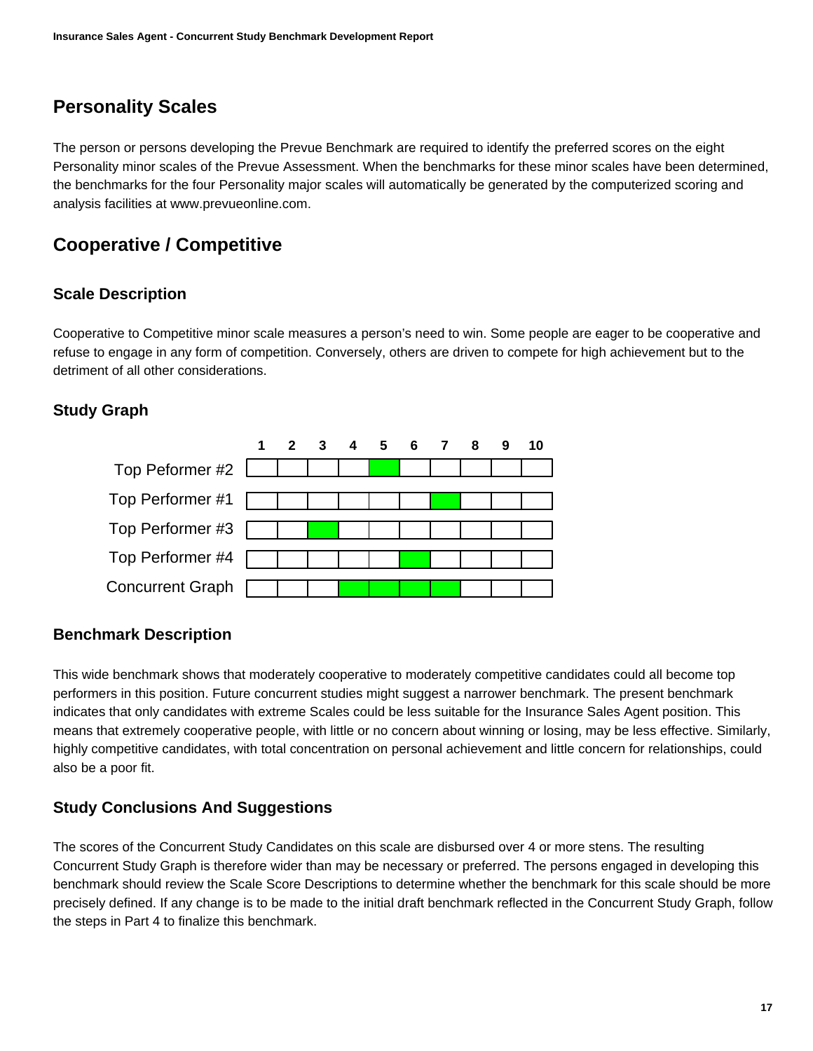# Personality Scales

The person or persons developing the Prevue Benchmark are required to identify the preferred scores on the eight Personality minor scales of the Prevue Assessment. When the benchmarks for these minor scales have been determined, the benchmarks for the four Personality major scales will automatically be generated by the computerized scoring and analysis facilities at www.prevueonline.com.

# Cooperative / Competitive

## Scale Description

Cooperative to Competitive minor scale measures a person's need to win. Some people are eager to be cooperative and refuse to engage in any form of competition. Conversely, others are driven to compete for high achievement but to the detriment of all other considerations.

## Study Graph

| | 1 | 2 | 3 | 4 | 5 | 6 | 7 | 8 | 9 | 10 |
|---|---|---|---|---|---|---|---|---|---|---|
| Top Peformer #2 | | | | | ■ | | | | | |
| Top Performer #1 | | | | | | | ■ | | | |
| Top Performer #3 | | | ■ | | | | | | | |
| Top Performer #4 | | | | | | ■ | | | | |
| Concurrent Graph | | | | ■ | ■ | ■ | ■ | | | |

## Benchmark Description

This wide benchmark shows that moderately cooperative to moderately competitive candidates could all become top performers in this position. Future concurrent studies might suggest a narrower benchmark. The present benchmark indicates that only candidates with extreme Scales could be less suitable for the Insurance Sales Agent position. This means that extremely cooperative people, with little or no concern about winning or losing, may be less effective. Similarly, highly competitive candidates, with total concentration on personal achievement and little concern for relationships, could also be a poor fit.

## Study Conclusions And Suggestions

The scores of the Concurrent Study Candidates on this scale are disbursed over 4 or more stens. The resulting Concurrent Study Graph is therefore wider than may be necessary or preferred. The persons engaged in developing this benchmark should review the Scale Score Descriptions to determine whether the benchmark for this scale should be more precisely defined. If any change is to be made to the initial draft benchmark reflected in the Concurrent Study Graph, follow the steps in Part 4 to finalize this benchmark.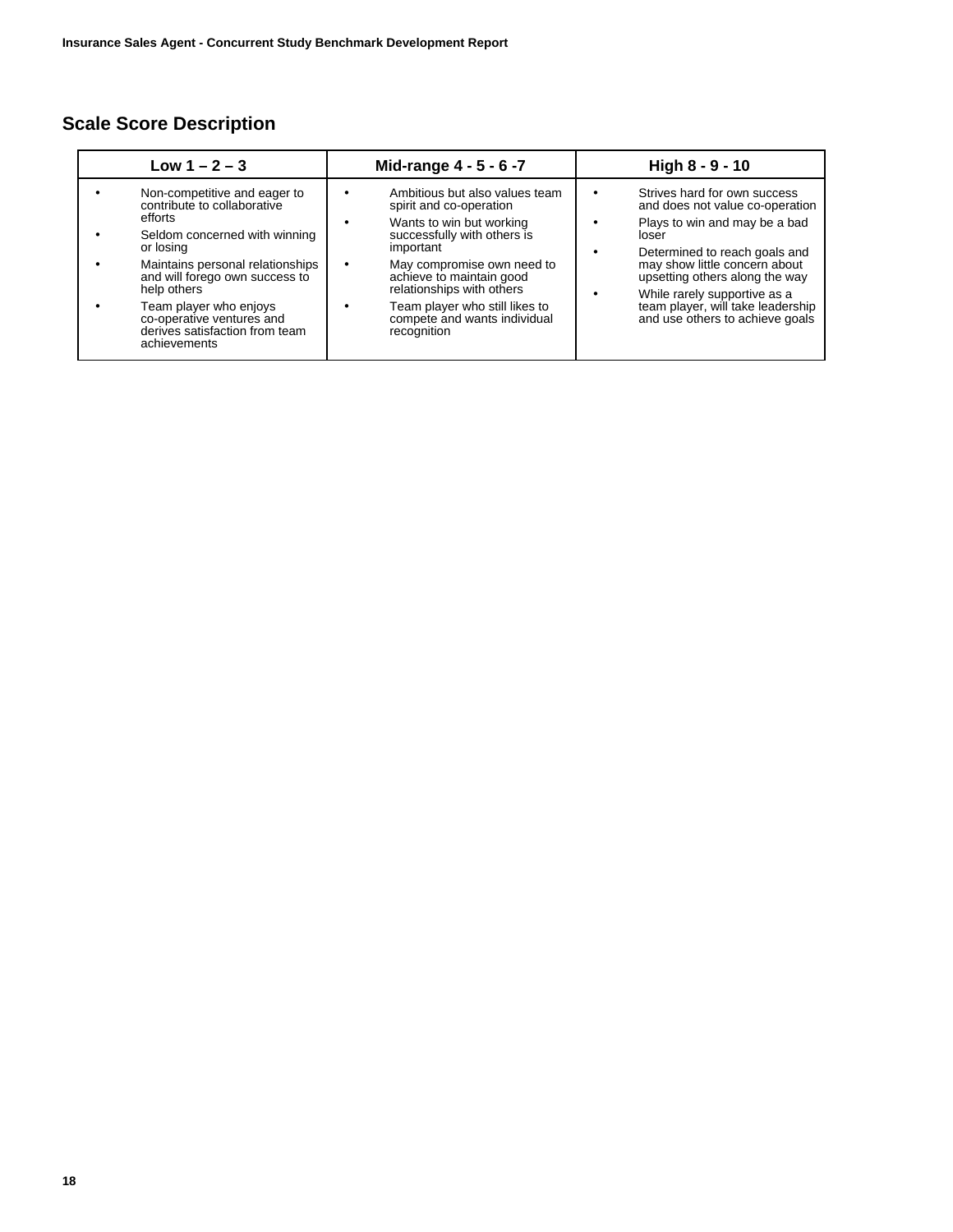## Scale Score Description

| Low 1 – 2 – 3 | Mid-range 4 - 5 - 6 -7 | High 8 - 9 - 10 |
|---|---|---|
| • Non-competitive and eager to contribute to collaborative efforts<br>• Seldom concerned with winning or losing<br>• Maintains personal relationships and will forego own success to help others<br>• Team player who enjoys co-operative ventures and derives satisfaction from team achievements | • Ambitious but also values team spirit and co-operation<br>• Wants to win but working successfully with others is important<br>• May compromise own need to achieve to maintain good relationships with others<br>• Team player who still likes to compete and wants individual recognition | • Strives hard for own success and does not value co-operation<br>• Plays to win and may be a bad loser<br>• Determined to reach goals and may show little concern about upsetting others along the way<br>• While rarely supportive as a team player, will take leadership and use others to achieve goals |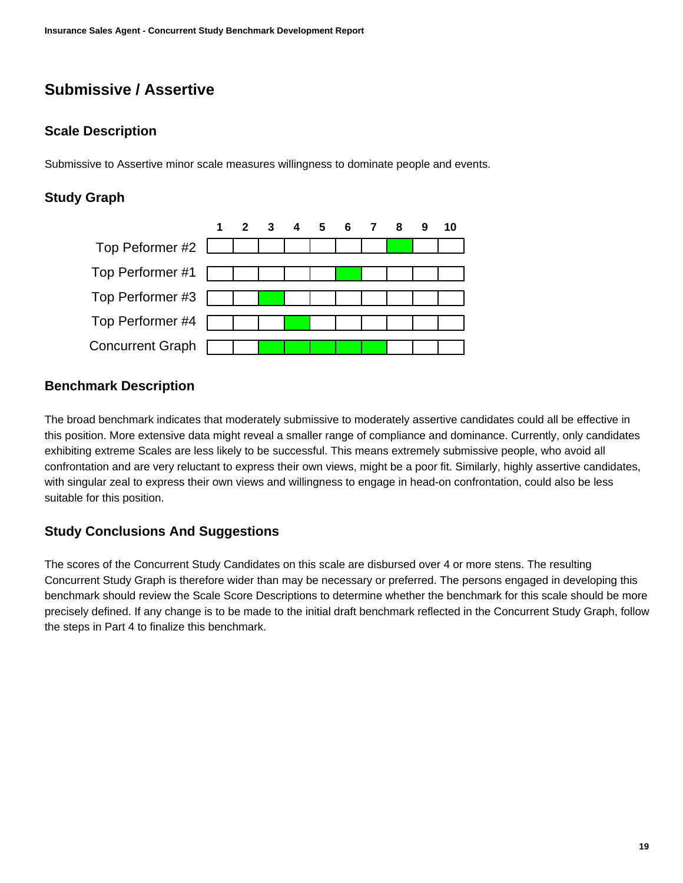# Submissive / Assertive

## Scale Description

Submissive to Assertive minor scale measures willingness to dominate people and events.

## Study Graph

| | 1 | 2 | 3 | 4 | 5 | 6 | 7 | 8 | 9 | 10 |
|---|---|---|---|---|---|---|---|---|---|---|
| Top Peformer #2 | | | | | | | | ■ | | |
| Top Performer #1 | | | | | | ■ | | | | |
| Top Performer #3 | | | ■ | | | | | | | |
| Top Performer #4 | | | | ■ | | | | | | |
| Concurrent Graph | | | ■ | ■ | ■ | ■ | ■ | | | |

## Benchmark Description

The broad benchmark indicates that moderately submissive to moderately assertive candidates could all be effective in this position. More extensive data might reveal a smaller range of compliance and dominance. Currently, only candidates exhibiting extreme Scales are less likely to be successful. This means extremely submissive people, who avoid all confrontation and are very reluctant to express their own views, might be a poor fit. Similarly, highly assertive candidates, with singular zeal to express their own views and willingness to engage in head-on confrontation, could also be less suitable for this position.

## Study Conclusions And Suggestions

The scores of the Concurrent Study Candidates on this scale are disbursed over 4 or more stens. The resulting Concurrent Study Graph is therefore wider than may be necessary or preferred. The persons engaged in developing this benchmark should review the Scale Score Descriptions to determine whether the benchmark for this scale should be more precisely defined. If any change is to be made to the initial draft benchmark reflected in the Concurrent Study Graph, follow the steps in Part 4 to finalize this benchmark.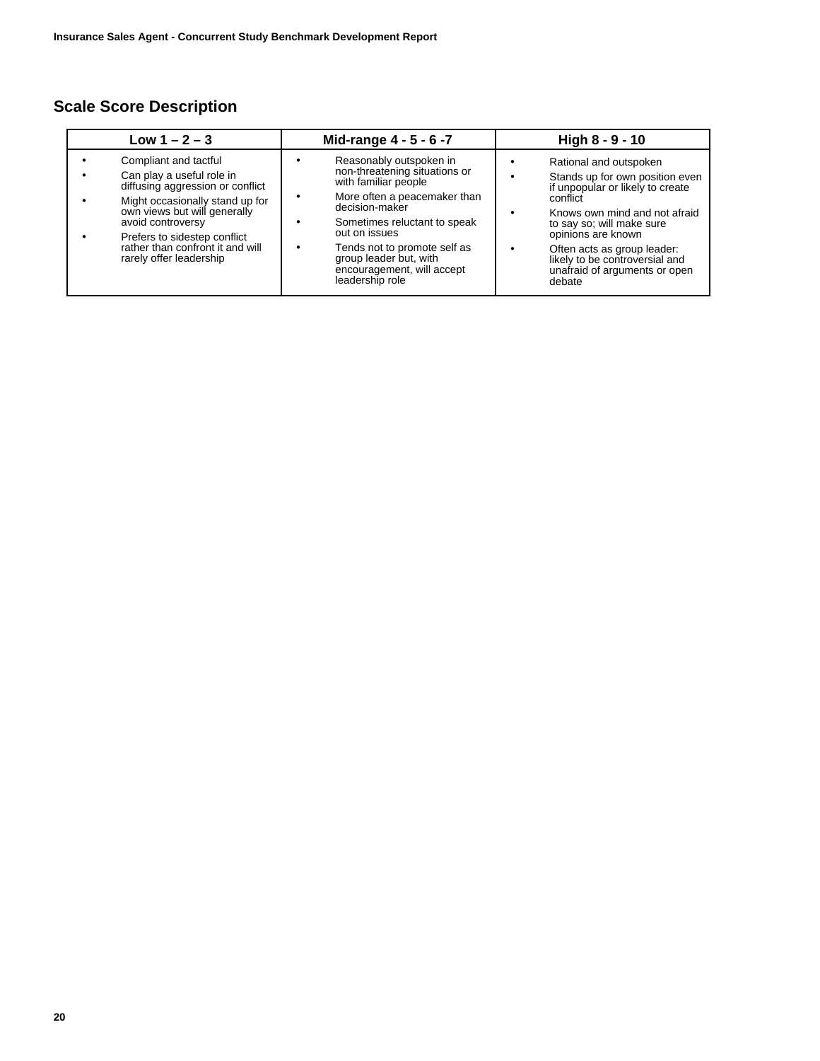## Scale Score Description

| Low 1 – 2 – 3 | Mid-range 4 - 5 - 6 -7 | High 8 - 9 - 10 |
|---|---|---|
| • Compliant and tactful<br>• Can play a useful role in diffusing aggression or conflict<br>• Might occasionally stand up for own views but will generally avoid controversy<br>• Prefers to sidestep conflict rather than confront it and will rarely offer leadership | • Reasonably outspoken in non-threatening situations or with familiar people<br>• More often a peacemaker than decision-maker<br>• Sometimes reluctant to speak out on issues<br>• Tends not to promote self as group leader but, with encouragement, will accept leadership role | • Rational and outspoken<br>• Stands up for own position even if unpopular or likely to create conflict<br>• Knows own mind and not afraid to say so; will make sure opinions are known<br>• Often acts as group leader: likely to be controversial and unafraid of arguments or open debate |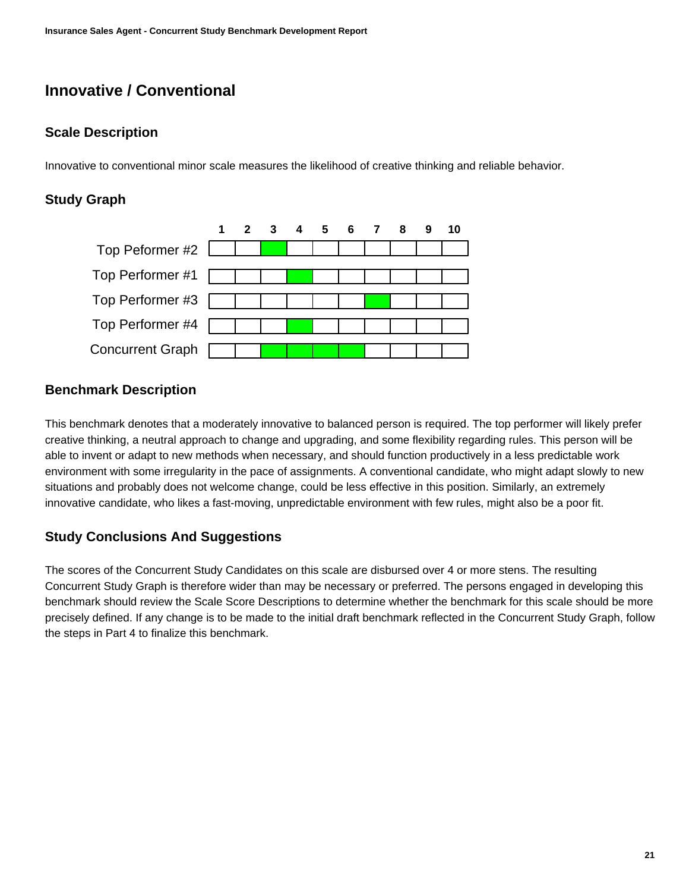## Innovative / Conventional

### Scale Description

Innovative to conventional minor scale measures the likelihood of creative thinking and reliable behavior.

### Study Graph

| | 1 | 2 | 3 | 4 | 5 | 6 | 7 | 8 | 9 | 10 |
|---|---|---|---|---|---|---|---|---|---|---|
| Top Peformer #2 | | | ■ | | | | | | | |
| Top Performer #1 | | | | ■ | | | | | | |
| Top Performer #3 | | | | | | | ■ | | | |
| Top Performer #4 | | | | ■ | | | | | | |
| Concurrent Graph | | | ■ | ■ | ■ | ■ | | | | |

### Benchmark Description

This benchmark denotes that a moderately innovative to balanced person is required. The top performer will likely prefer creative thinking, a neutral approach to change and upgrading, and some flexibility regarding rules. This person will be able to invent or adapt to new methods when necessary, and should function productively in a less predictable work environment with some irregularity in the pace of assignments. A conventional candidate, who might adapt slowly to new situations and probably does not welcome change, could be less effective in this position. Similarly, an extremely innovative candidate, who likes a fast-moving, unpredictable environment with few rules, might also be a poor fit.

### Study Conclusions And Suggestions

The scores of the Concurrent Study Candidates on this scale are disbursed over 4 or more stens. The resulting Concurrent Study Graph is therefore wider than may be necessary or preferred. The persons engaged in developing this benchmark should review the Scale Score Descriptions to determine whether the benchmark for this scale should be more precisely defined. If any change is to be made to the initial draft benchmark reflected in the Concurrent Study Graph, follow the steps in Part 4 to finalize this benchmark.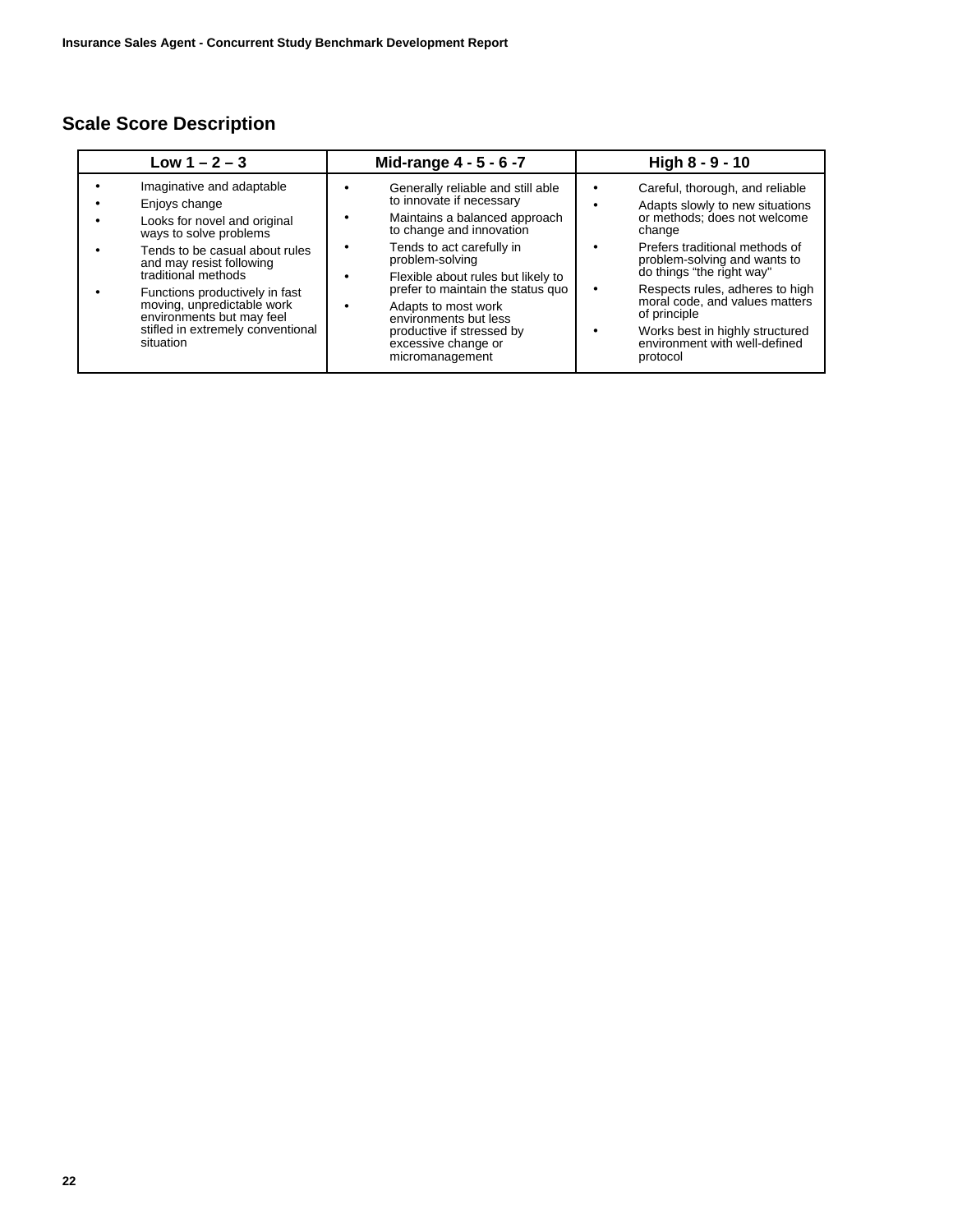## Scale Score Description

| Low 1 – 2 – 3 | Mid-range 4 - 5 - 6 -7 | High 8 - 9 - 10 |
|---|---|---|
| • Imaginative and adaptable<br>• Enjoys change<br>• Looks for novel and original ways to solve problems<br>• Tends to be casual about rules and may resist following traditional methods<br>• Functions productively in fast moving, unpredictable work environments but may feel stifled in extremely conventional situation | • Generally reliable and still able to innovate if necessary<br>• Maintains a balanced approach to change and innovation<br>• Tends to act carefully in problem-solving<br>• Flexible about rules but likely to prefer to maintain the status quo<br>• Adapts to most work environments but less productive if stressed by excessive change or micromanagement | • Careful, thorough, and reliable<br>• Adapts slowly to new situations or methods; does not welcome change<br>• Prefers traditional methods of problem-solving and wants to do things "the right way"<br>• Respects rules, adheres to high moral code, and values matters of principle<br>• Works best in highly structured environment with well-defined protocol |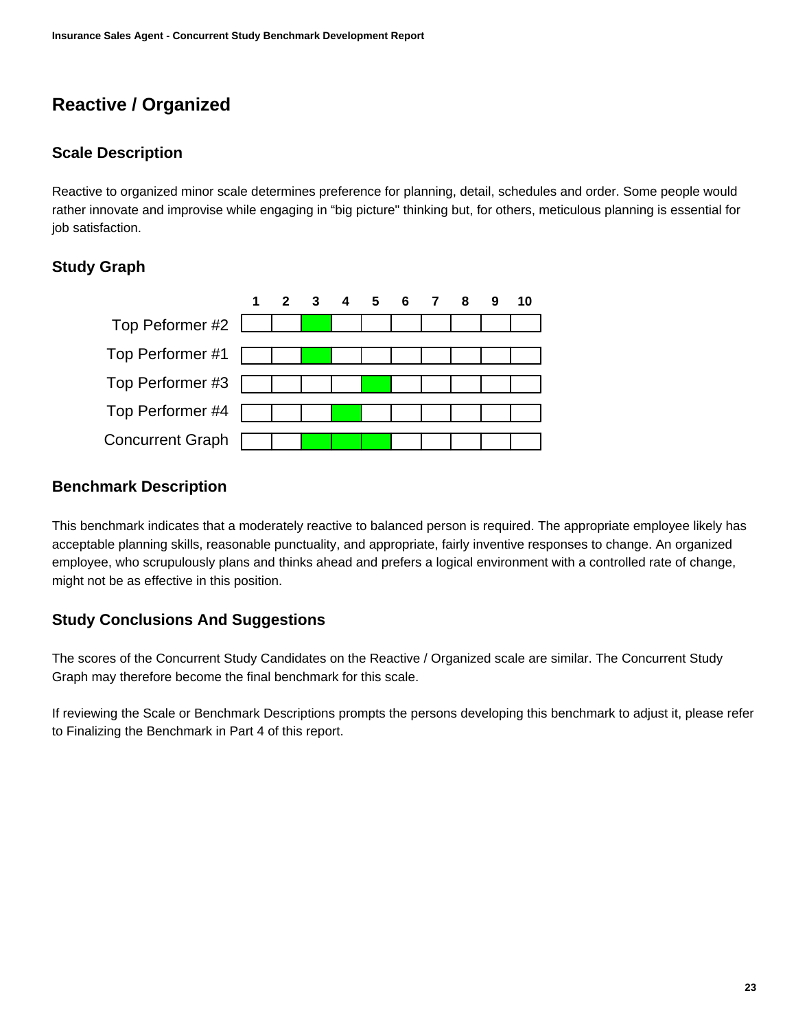# Reactive / Organized

## Scale Description

Reactive to organized minor scale determines preference for planning, detail, schedules and order. Some people would rather innovate and improvise while engaging in “big picture" thinking but, for others, meticulous planning is essential for job satisfaction.

## Study Graph

| | 1 | 2 | 3 | 4 | 5 | 6 | 7 | 8 | 9 | 10 |
|---|---|---|---|---|---|---|---|---|---|---|
| Top Peformer #2 | | | ■ | | | | | | | |
| Top Performer #1 | | | ■ | | | | | | | |
| Top Performer #3 | | | | | ■ | | | | | |
| Top Performer #4 | | | | ■ | | | | | | |
| Concurrent Graph | | | ■ | ■ | ■ | | | | | |

## Benchmark Description

This benchmark indicates that a moderately reactive to balanced person is required. The appropriate employee likely has acceptable planning skills, reasonable punctuality, and appropriate, fairly inventive responses to change. An organized employee, who scrupulously plans and thinks ahead and prefers a logical environment with a controlled rate of change, might not be as effective in this position.

## Study Conclusions And Suggestions

The scores of the Concurrent Study Candidates on the Reactive / Organized scale are similar. The Concurrent Study Graph may therefore become the final benchmark for this scale.

If reviewing the Scale or Benchmark Descriptions prompts the persons developing this benchmark to adjust it, please refer to Finalizing the Benchmark in Part 4 of this report.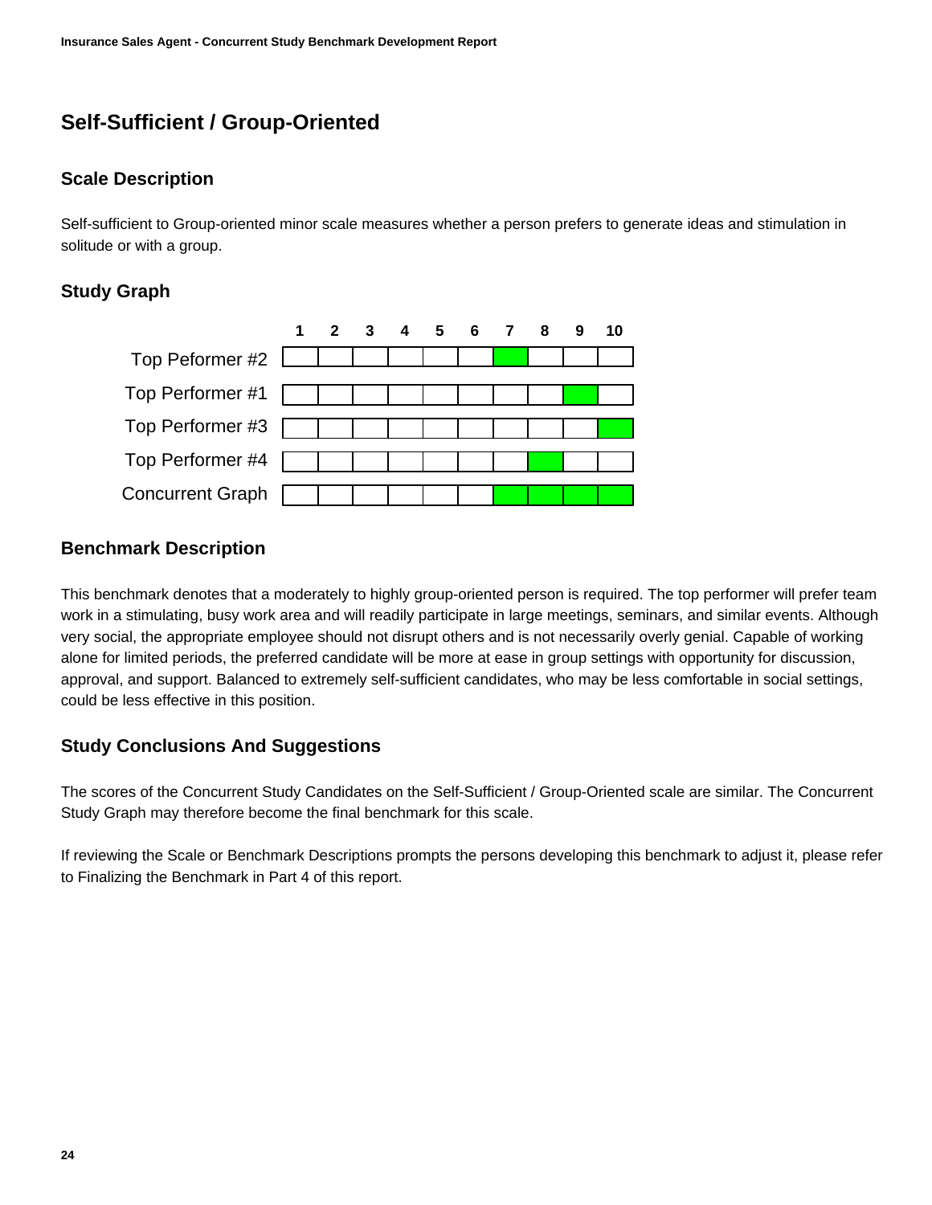# Self-Sufficient / Group-Oriented

## Scale Description

Self-sufficient to Group-oriented minor scale measures whether a person prefers to generate ideas and stimulation in solitude or with a group.

## Study Graph

| | 1 | 2 | 3 | 4 | 5 | 6 | 7 | 8 | 9 | 10 |
|---|---|---|---|---|---|---|---|---|---|---|
| Top Peformer #2 | | | | | | | ■ | | | |
| Top Performer #1 | | | | | | | | | ■ | |
| Top Performer #3 | | | | | | | | | | ■ |
| Top Performer #4 | | | | | | | | ■ | | |
| Concurrent Graph | | | | | | | ■ | ■ | ■ | ■ |

## Benchmark Description

This benchmark denotes that a moderately to highly group-oriented person is required. The top performer will prefer team work in a stimulating, busy work area and will readily participate in large meetings, seminars, and similar events. Although very social, the appropriate employee should not disrupt others and is not necessarily overly genial. Capable of working alone for limited periods, the preferred candidate will be more at ease in group settings with opportunity for discussion, approval, and support. Balanced to extremely self-sufficient candidates, who may be less comfortable in social settings, could be less effective in this position.

## Study Conclusions And Suggestions

The scores of the Concurrent Study Candidates on the Self-Sufficient / Group-Oriented scale are similar. The Concurrent Study Graph may therefore become the final benchmark for this scale.

If reviewing the Scale or Benchmark Descriptions prompts the persons developing this benchmark to adjust it, please refer to Finalizing the Benchmark in Part 4 of this report.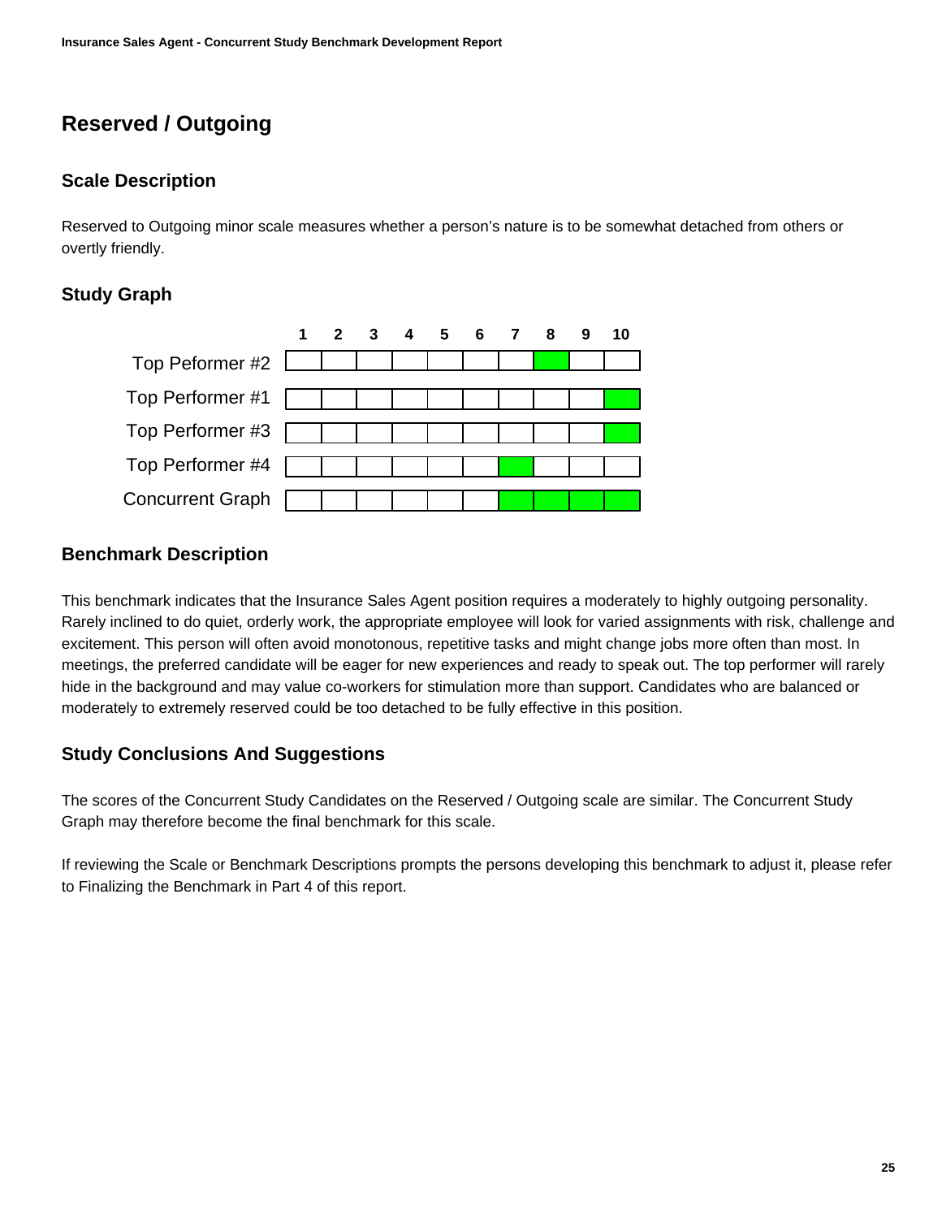## Reserved / Outgoing

### Scale Description

Reserved to Outgoing minor scale measures whether a person's nature is to be somewhat detached from others or overtly friendly.

### Study Graph

| | 1 | 2 | 3 | 4 | 5 | 6 | 7 | 8 | 9 | 10 |
|---|---|---|---|---|---|---|---|---|---|---|
| Top Peformer #2 | | | | | | | | ■ | | |
| Top Performer #1 | | | | | | | | | | ■ |
| Top Performer #3 | | | | | | | | | | ■ |
| Top Performer #4 | | | | | | | ■ | | | |
| Concurrent Graph | | | | | | | ■ | ■ | ■ | ■ |

### Benchmark Description

This benchmark indicates that the Insurance Sales Agent position requires a moderately to highly outgoing personality. Rarely inclined to do quiet, orderly work, the appropriate employee will look for varied assignments with risk, challenge and excitement. This person will often avoid monotonous, repetitive tasks and might change jobs more often than most. In meetings, the preferred candidate will be eager for new experiences and ready to speak out. The top performer will rarely hide in the background and may value co-workers for stimulation more than support. Candidates who are balanced or moderately to extremely reserved could be too detached to be fully effective in this position.

### Study Conclusions And Suggestions

The scores of the Concurrent Study Candidates on the Reserved / Outgoing scale are similar. The Concurrent Study Graph may therefore become the final benchmark for this scale.

If reviewing the Scale or Benchmark Descriptions prompts the persons developing this benchmark to adjust it, please refer to Finalizing the Benchmark in Part 4 of this report.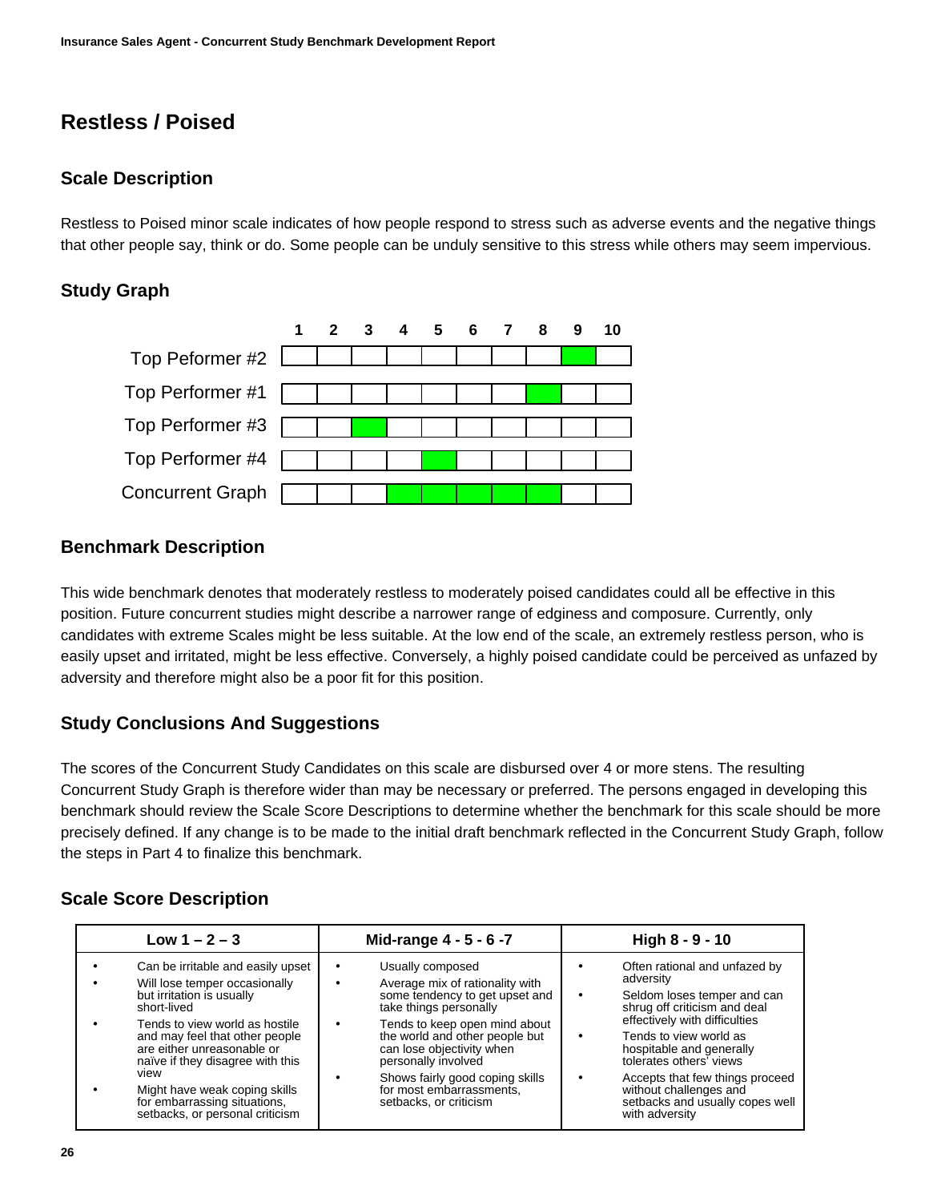## Restless / Poised

### Scale Description

Restless to Poised minor scale indicates of how people respond to stress such as adverse events and the negative things that other people say, think or do. Some people can be unduly sensitive to this stress while others may seem impervious.

### Study Graph

| | 1 | 2 | 3 | 4 | 5 | 6 | 7 | 8 | 9 | 10 |
|---|---|---|---|---|---|---|---|---|---|---|
| Top Peformer #2 | | | | | | | | | ■ | |
| Top Performer #1 | | | | | | | | ■ | | |
| Top Performer #3 | | | ■ | | | | | | | |
| Top Performer #4 | | | | | ■ | | | | | |
| Concurrent Graph | | | | ■ | ■ | ■ | ■ | ■ | | |

### Benchmark Description

This wide benchmark denotes that moderately restless to moderately poised candidates could all be effective in this position. Future concurrent studies might describe a narrower range of edginess and composure. Currently, only candidates with extreme Scales might be less suitable. At the low end of the scale, an extremely restless person, who is easily upset and irritated, might be less effective. Conversely, a highly poised candidate could be perceived as unfazed by adversity and therefore might also be a poor fit for this position.

### Study Conclusions And Suggestions

The scores of the Concurrent Study Candidates on this scale are disbursed over 4 or more stens. The resulting Concurrent Study Graph is therefore wider than may be necessary or preferred. The persons engaged in developing this benchmark should review the Scale Score Descriptions to determine whether the benchmark for this scale should be more precisely defined. If any change is to be made to the initial draft benchmark reflected in the Concurrent Study Graph, follow the steps in Part 4 to finalize this benchmark.

### Scale Score Description

| Low 1 – 2 – 3 | Mid-range 4 - 5 - 6 -7 | High 8 - 9 - 10 |
|---|---|---|
| • Can be irritable and easily upset<br>• Will lose temper occasionally but irritation is usually short-lived<br>• Tends to view world as hostile and may feel that other people are either unreasonable or naïve if they disagree with this view<br>• Might have weak coping skills for embarrassing situations, setbacks, or personal criticism | • Usually composed<br>• Average mix of rationality with some tendency to get upset and take things personally<br>• Tends to keep open mind about the world and other people but can lose objectivity when personally involved<br>• Shows fairly good coping skills for most embarrassments, setbacks, or criticism | • Often rational and unfazed by adversity<br>• Seldom loses temper and can shrug off criticism and deal effectively with difficulties<br>• Tends to view world as hospitable and generally tolerates others' views<br>• Accepts that few things proceed without challenges and setbacks and usually copes well with adversity |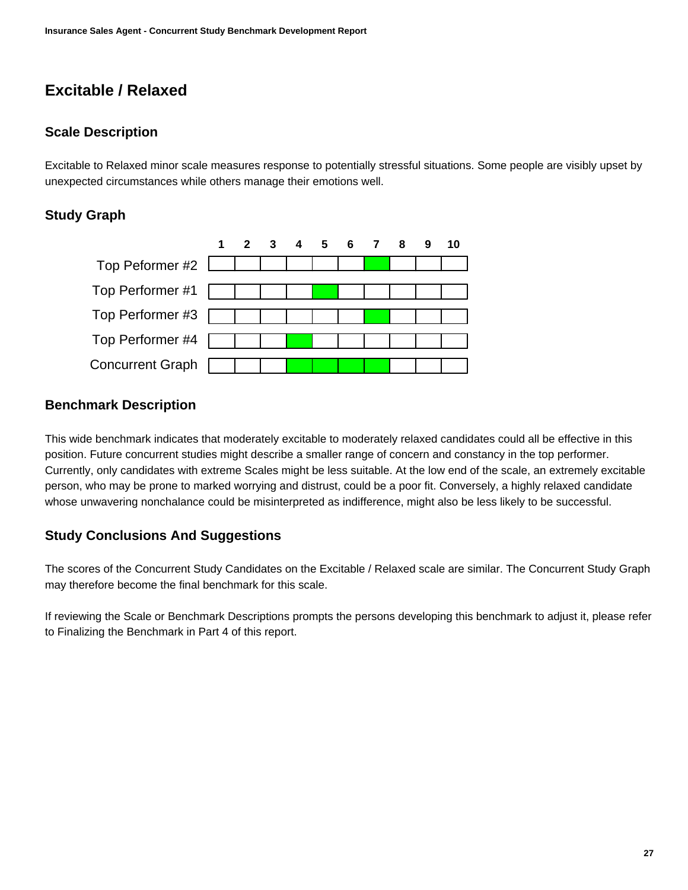# Excitable / Relaxed

## Scale Description

Excitable to Relaxed minor scale measures response to potentially stressful situations. Some people are visibly upset by unexpected circumstances while others manage their emotions well.

## Study Graph

| | 1 | 2 | 3 | 4 | 5 | 6 | 7 | 8 | 9 | 10 |
|---|---|---|---|---|---|---|---|---|---|---|
| Top Peformer #2 | | | | | | | ■ | | | |
| Top Performer #1 | | | | | ■ | | | | | |
| Top Performer #3 | | | | | | | ■ | | | |
| Top Performer #4 | | | | ■ | | | | | | |
| Concurrent Graph | | | | ■ | ■ | ■ | ■ | | | |

## Benchmark Description

This wide benchmark indicates that moderately excitable to moderately relaxed candidates could all be effective in this position. Future concurrent studies might describe a smaller range of concern and constancy in the top performer. Currently, only candidates with extreme Scales might be less suitable. At the low end of the scale, an extremely excitable person, who may be prone to marked worrying and distrust, could be a poor fit. Conversely, a highly relaxed candidate whose unwavering nonchalance could be misinterpreted as indifference, might also be less likely to be successful.

## Study Conclusions And Suggestions

The scores of the Concurrent Study Candidates on the Excitable / Relaxed scale are similar. The Concurrent Study Graph may therefore become the final benchmark for this scale.

If reviewing the Scale or Benchmark Descriptions prompts the persons developing this benchmark to adjust it, please refer to Finalizing the Benchmark in Part 4 of this report.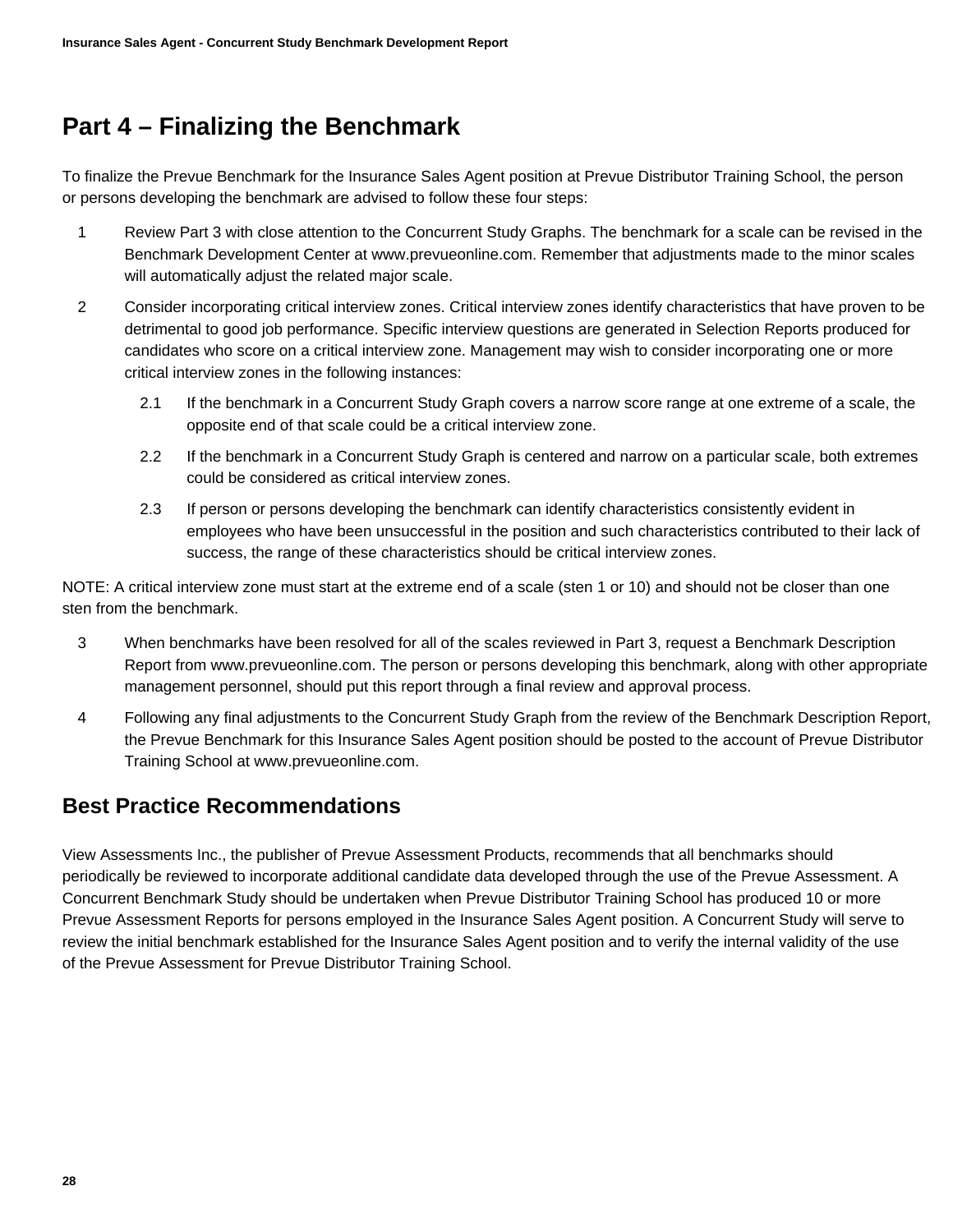# Part 4 – Finalizing the Benchmark

To finalize the Prevue Benchmark for the Insurance Sales Agent position at Prevue Distributor Training School, the person or persons developing the benchmark are advised to follow these four steps:

1. Review Part 3 with close attention to the Concurrent Study Graphs. The benchmark for a scale can be revised in the Benchmark Development Center at www.prevueonline.com. Remember that adjustments made to the minor scales will automatically adjust the related major scale.
2. Consider incorporating critical interview zones. Critical interview zones identify characteristics that have proven to be detrimental to good job performance. Specific interview questions are generated in Selection Reports produced for candidates who score on a critical interview zone. Management may wish to consider incorporating one or more critical interview zones in the following instances:
   - 2.1 If the benchmark in a Concurrent Study Graph covers a narrow score range at one extreme of a scale, the opposite end of that scale could be a critical interview zone.
   - 2.2 If the benchmark in a Concurrent Study Graph is centered and narrow on a particular scale, both extremes could be considered as critical interview zones.
   - 2.3 If person or persons developing the benchmark can identify characteristics consistently evident in employees who have been unsuccessful in the position and such characteristics contributed to their lack of success, the range of these characteristics should be critical interview zones.

NOTE: A critical interview zone must start at the extreme end of a scale (sten 1 or 10) and should not be closer than one sten from the benchmark.

3. When benchmarks have been resolved for all of the scales reviewed in Part 3, request a Benchmark Description Report from www.prevueonline.com. The person or persons developing this benchmark, along with other appropriate management personnel, should put this report through a final review and approval process.
4. Following any final adjustments to the Concurrent Study Graph from the review of the Benchmark Description Report, the Prevue Benchmark for this Insurance Sales Agent position should be posted to the account of Prevue Distributor Training School at www.prevueonline.com.

## Best Practice Recommendations

View Assessments Inc., the publisher of Prevue Assessment Products, recommends that all benchmarks should periodically be reviewed to incorporate additional candidate data developed through the use of the Prevue Assessment. A Concurrent Benchmark Study should be undertaken when Prevue Distributor Training School has produced 10 or more Prevue Assessment Reports for persons employed in the Insurance Sales Agent position. A Concurrent Study will serve to review the initial benchmark established for the Insurance Sales Agent position and to verify the internal validity of the use of the Prevue Assessment for Prevue Distributor Training School.